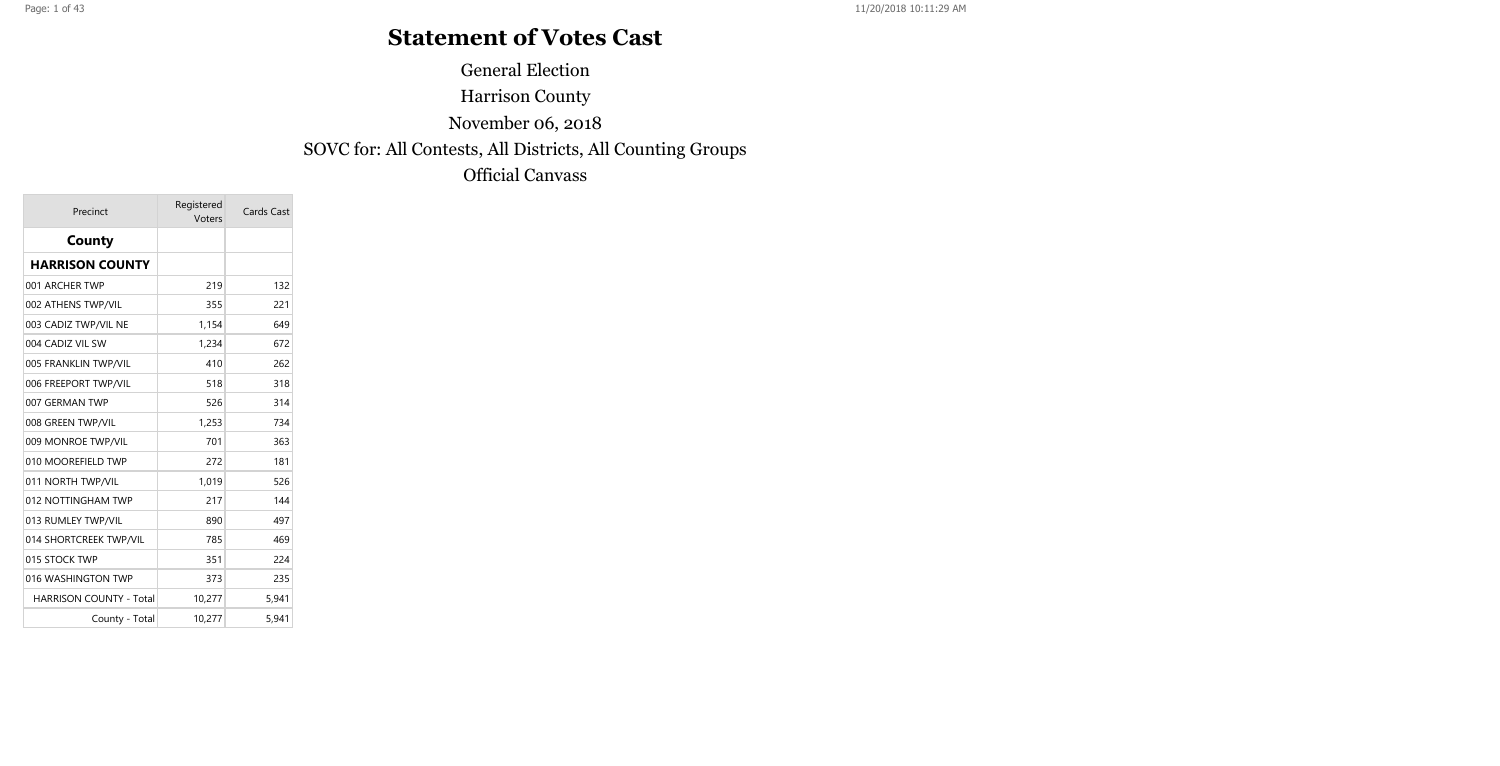# Statement of Votes Cast

General Election

Harrison County

November 06, 2018

SOVC for: All Contests, All Districts, All Counting Groups

Official Canvass

| Precinct | Registered Voters | Cards Cast |
|---|---|---|
| **County** | | |
| **HARRISON COUNTY** | | |
| 001 ARCHER TWP | 219 | 132 |
| 002 ATHENS TWP/VIL | 355 | 221 |
| 003 CADIZ TWP/VIL NE | 1,154 | 649 |
| 004 CADIZ VIL SW | 1,234 | 672 |
| 005 FRANKLIN TWP/VIL | 410 | 262 |
| 006 FREEPORT TWP/VIL | 518 | 318 |
| 007 GERMAN TWP | 526 | 314 |
| 008 GREEN TWP/VIL | 1,253 | 734 |
| 009 MONROE TWP/VIL | 701 | 363 |
| 010 MOOREFIELD TWP | 272 | 181 |
| 011 NORTH TWP/VIL | 1,019 | 526 |
| 012 NOTTINGHAM TWP | 217 | 144 |
| 013 RUMLEY TWP/VIL | 890 | 497 |
| 014 SHORTCREEK TWP/VIL | 785 | 469 |
| 015 STOCK TWP | 351 | 224 |
| 016 WASHINGTON TWP | 373 | 235 |
| HARRISON COUNTY - Total | 10,277 | 5,941 |
| County - Total | 10,277 | 5,941 |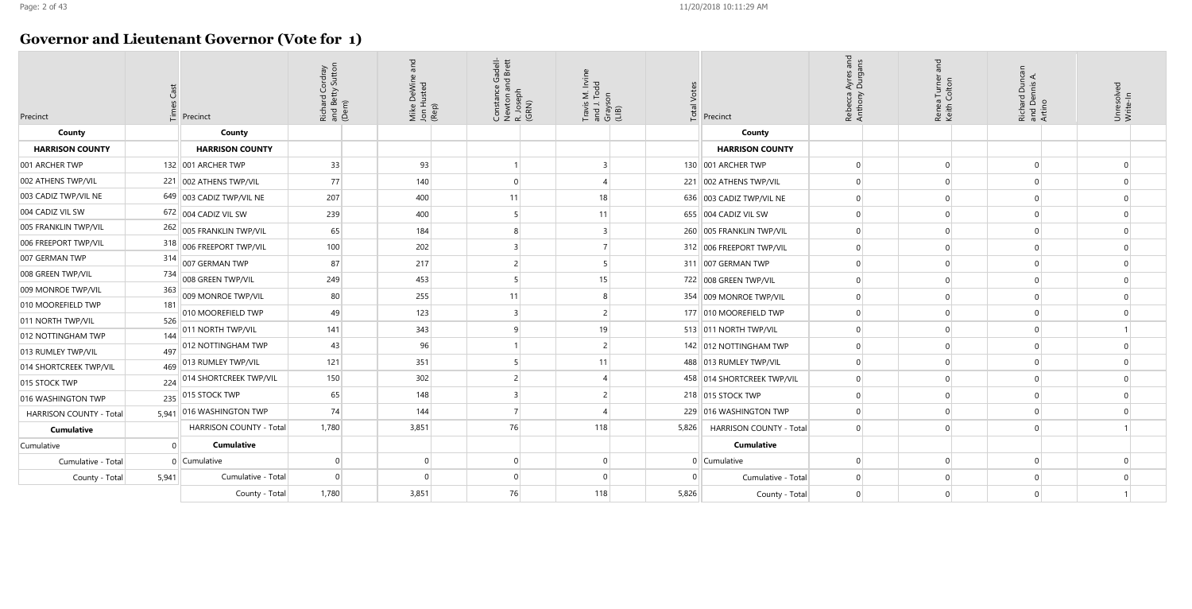# Governor and Lieutenant Governor (Vote for 1)

| Precinct | Times Cast | Precinct | Richard Cordray and Betty Sutton (Dem) | Mike DeWine and Jon Husted (Rep) | Constance Gadell-Newton and Brett R. Joseph (GRN) | Travis M. Irvine and J. Todd Grayson (LIB) | Total Votes | Precinct | Rebecca Ayres and Anthony Durgans | Renea Turner and Keith Colton | Richard Duncan and Dennis A Artino | Unresolved Write-In |
|---|---|---|---|---|---|---|---|---|---|---|---|---|
| **County** | | **County** | | | | | | **County** | | | | |
| **HARRISON COUNTY** | | **HARRISON COUNTY** | | | | | | **HARRISON COUNTY** | | | | |
| 001 ARCHER TWP | 132 | 001 ARCHER TWP | 33 | 93 | 1 | 3 | 130 | 001 ARCHER TWP | 0 | 0 | 0 | 0 |
| 002 ATHENS TWP/VIL | 221 | 002 ATHENS TWP/VIL | 77 | 140 | 0 | 4 | 221 | 002 ATHENS TWP/VIL | 0 | 0 | 0 | 0 |
| 003 CADIZ TWP/VIL NE | 649 | 003 CADIZ TWP/VIL NE | 207 | 400 | 11 | 18 | 636 | 003 CADIZ TWP/VIL NE | 0 | 0 | 0 | 0 |
| 004 CADIZ VIL SW | 672 | 004 CADIZ VIL SW | 239 | 400 | 5 | 11 | 655 | 004 CADIZ VIL SW | 0 | 0 | 0 | 0 |
| 005 FRANKLIN TWP/VIL | 262 | 005 FRANKLIN TWP/VIL | 65 | 184 | 8 | 3 | 260 | 005 FRANKLIN TWP/VIL | 0 | 0 | 0 | 0 |
| 006 FREEPORT TWP/VIL | 318 | 006 FREEPORT TWP/VIL | 100 | 202 | 3 | 7 | 312 | 006 FREEPORT TWP/VIL | 0 | 0 | 0 | 0 |
| 007 GERMAN TWP | 314 | 007 GERMAN TWP | 87 | 217 | 2 | 5 | 311 | 007 GERMAN TWP | 0 | 0 | 0 | 0 |
| 008 GREEN TWP/VIL | 734 | 008 GREEN TWP/VIL | 249 | 453 | 5 | 15 | 722 | 008 GREEN TWP/VIL | 0 | 0 | 0 | 0 |
| 009 MONROE TWP/VIL | 363 | 009 MONROE TWP/VIL | 80 | 255 | 11 | 8 | 354 | 009 MONROE TWP/VIL | 0 | 0 | 0 | 0 |
| 010 MOOREFIELD TWP | 181 | 010 MOOREFIELD TWP | 49 | 123 | 3 | 2 | 177 | 010 MOOREFIELD TWP | 0 | 0 | 0 | 0 |
| 011 NORTH TWP/VIL | 526 | 011 NORTH TWP/VIL | 141 | 343 | 9 | 19 | 513 | 011 NORTH TWP/VIL | 0 | 0 | 0 | 1 |
| 012 NOTTINGHAM TWP | 144 | 012 NOTTINGHAM TWP | 43 | 96 | 1 | 2 | 142 | 012 NOTTINGHAM TWP | 0 | 0 | 0 | 0 |
| 013 RUMLEY TWP/VIL | 497 | 013 RUMLEY TWP/VIL | 121 | 351 | 5 | 11 | 488 | 013 RUMLEY TWP/VIL | 0 | 0 | 0 | 0 |
| 014 SHORTCREEK TWP/VIL | 469 | 014 SHORTCREEK TWP/VIL | 150 | 302 | 2 | 4 | 458 | 014 SHORTCREEK TWP/VIL | 0 | 0 | 0 | 0 |
| 015 STOCK TWP | 224 | 015 STOCK TWP | 65 | 148 | 3 | 2 | 218 | 015 STOCK TWP | 0 | 0 | 0 | 0 |
| 016 WASHINGTON TWP | 235 | 016 WASHINGTON TWP | 74 | 144 | 7 | 4 | 229 | 016 WASHINGTON TWP | 0 | 0 | 0 | 0 |
| HARRISON COUNTY - Total | 5,941 | HARRISON COUNTY - Total | 1,780 | 3,851 | 76 | 118 | 5,826 | HARRISON COUNTY - Total | 0 | 0 | 0 | 1 |
| **Cumulative** | | **Cumulative** | | | | | | **Cumulative** | | | | |
| Cumulative | 0 | Cumulative | 0 | 0 | 0 | 0 | 0 | Cumulative | 0 | 0 | 0 | 0 |
| Cumulative - Total | 0 | Cumulative - Total | 0 | 0 | 0 | 0 | 0 | Cumulative - Total | 0 | 0 | 0 | 0 |
| County - Total | 5,941 | County - Total | 1,780 | 3,851 | 76 | 118 | 5,826 | County - Total | 0 | 0 | 0 | 1 |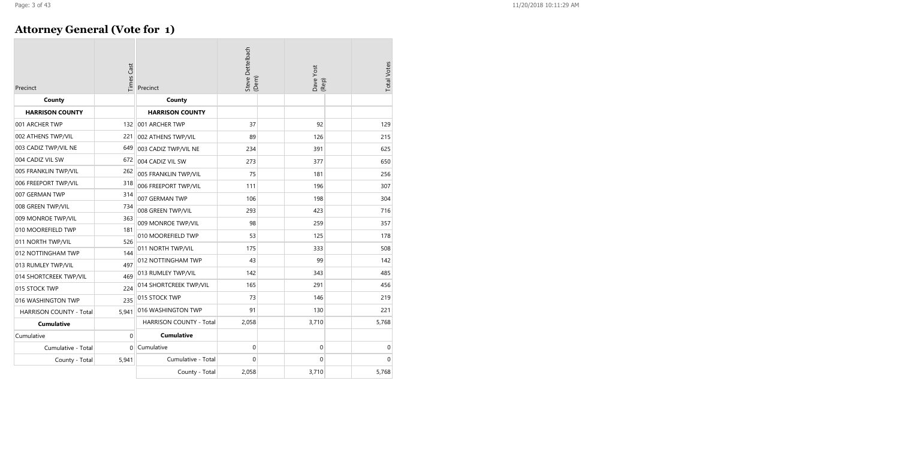## Attorney General (Vote for 1)

| Precinct | Times Cast |
|---|---|
| **County** | |
| **HARRISON COUNTY** | |
| 001 ARCHER TWP | 132 |
| 002 ATHENS TWP/VIL | 221 |
| 003 CADIZ TWP/VIL NE | 649 |
| 004 CADIZ VIL SW | 672 |
| 005 FRANKLIN TWP/VIL | 262 |
| 006 FREEPORT TWP/VIL | 318 |
| 007 GERMAN TWP | 314 |
| 008 GREEN TWP/VIL | 734 |
| 009 MONROE TWP/VIL | 363 |
| 010 MOOREFIELD TWP | 181 |
| 011 NORTH TWP/VIL | 526 |
| 012 NOTTINGHAM TWP | 144 |
| 013 RUMLEY TWP/VIL | 497 |
| 014 SHORTCREEK TWP/VIL | 469 |
| 015 STOCK TWP | 224 |
| 016 WASHINGTON TWP | 235 |
| HARRISON COUNTY - Total | 5,941 |
| **Cumulative** | |
| Cumulative | 0 |
| Cumulative - Total | 0 |
| County - Total | 5,941 |

| Precinct | Steve Dettelbach (Dem) | Dave Yost (Rep) | Total Votes |
|---|---|---|---|
| **County** | | | |
| **HARRISON COUNTY** | | | |
| 001 ARCHER TWP | 37 | 92 | 129 |
| 002 ATHENS TWP/VIL | 89 | 126 | 215 |
| 003 CADIZ TWP/VIL NE | 234 | 391 | 625 |
| 004 CADIZ VIL SW | 273 | 377 | 650 |
| 005 FRANKLIN TWP/VIL | 75 | 181 | 256 |
| 006 FREEPORT TWP/VIL | 111 | 196 | 307 |
| 007 GERMAN TWP | 106 | 198 | 304 |
| 008 GREEN TWP/VIL | 293 | 423 | 716 |
| 009 MONROE TWP/VIL | 98 | 259 | 357 |
| 010 MOOREFIELD TWP | 53 | 125 | 178 |
| 011 NORTH TWP/VIL | 175 | 333 | 508 |
| 012 NOTTINGHAM TWP | 43 | 99 | 142 |
| 013 RUMLEY TWP/VIL | 142 | 343 | 485 |
| 014 SHORTCREEK TWP/VIL | 165 | 291 | 456 |
| 015 STOCK TWP | 73 | 146 | 219 |
| 016 WASHINGTON TWP | 91 | 130 | 221 |
| HARRISON COUNTY - Total | 2,058 | 3,710 | 5,768 |
| **Cumulative** | | | |
| Cumulative | 0 | 0 | 0 |
| Cumulative - Total | 0 | 0 | 0 |
| County - Total | 2,058 | 3,710 | 5,768 |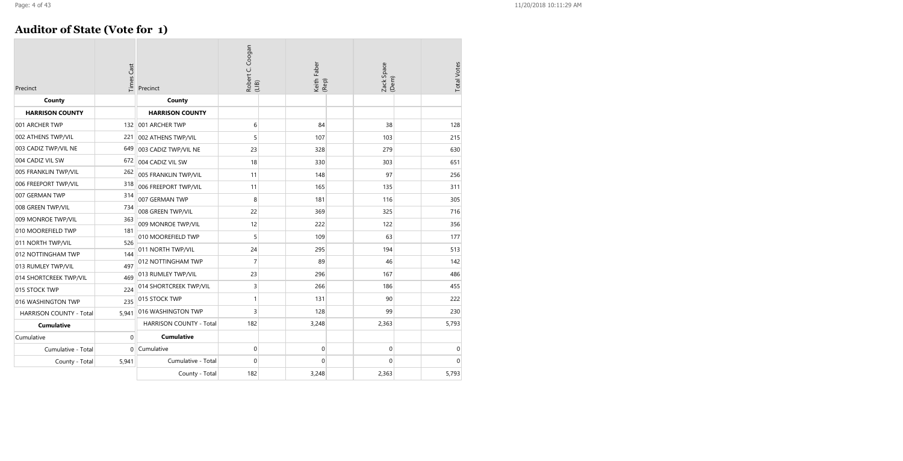## Auditor of State (Vote for 1)

| Precinct | Times Cast |
|---|---|
| **County** | |
| **HARRISON COUNTY** | |
| 001 ARCHER TWP | 132 |
| 002 ATHENS TWP/VIL | 221 |
| 003 CADIZ TWP/VIL NE | 649 |
| 004 CADIZ VIL SW | 672 |
| 005 FRANKLIN TWP/VIL | 262 |
| 006 FREEPORT TWP/VIL | 318 |
| 007 GERMAN TWP | 314 |
| 008 GREEN TWP/VIL | 734 |
| 009 MONROE TWP/VIL | 363 |
| 010 MOOREFIELD TWP | 181 |
| 011 NORTH TWP/VIL | 526 |
| 012 NOTTINGHAM TWP | 144 |
| 013 RUMLEY TWP/VIL | 497 |
| 014 SHORTCREEK TWP/VIL | 469 |
| 015 STOCK TWP | 224 |
| 016 WASHINGTON TWP | 235 |
| HARRISON COUNTY - Total | 5,941 |
| **Cumulative** | |
| Cumulative | 0 |
| Cumulative - Total | 0 |
| County - Total | 5,941 |

| Precinct | Robert C. Coogan (LIB) | Keith Faber (Rep) | Zack Space (Dem) | Total Votes |
|---|---|---|---|---|
| **County** | | | | |
| **HARRISON COUNTY** | | | | |
| 001 ARCHER TWP | 6 | 84 | 38 | 128 |
| 002 ATHENS TWP/VIL | 5 | 107 | 103 | 215 |
| 003 CADIZ TWP/VIL NE | 23 | 328 | 279 | 630 |
| 004 CADIZ VIL SW | 18 | 330 | 303 | 651 |
| 005 FRANKLIN TWP/VIL | 11 | 148 | 97 | 256 |
| 006 FREEPORT TWP/VIL | 11 | 165 | 135 | 311 |
| 007 GERMAN TWP | 8 | 181 | 116 | 305 |
| 008 GREEN TWP/VIL | 22 | 369 | 325 | 716 |
| 009 MONROE TWP/VIL | 12 | 222 | 122 | 356 |
| 010 MOOREFIELD TWP | 5 | 109 | 63 | 177 |
| 011 NORTH TWP/VIL | 24 | 295 | 194 | 513 |
| 012 NOTTINGHAM TWP | 7 | 89 | 46 | 142 |
| 013 RUMLEY TWP/VIL | 23 | 296 | 167 | 486 |
| 014 SHORTCREEK TWP/VIL | 3 | 266 | 186 | 455 |
| 015 STOCK TWP | 1 | 131 | 90 | 222 |
| 016 WASHINGTON TWP | 3 | 128 | 99 | 230 |
| HARRISON COUNTY - Total | 182 | 3,248 | 2,363 | 5,793 |
| **Cumulative** | | | | |
| Cumulative | 0 | 0 | 0 | 0 |
| Cumulative - Total | 0 | 0 | 0 | 0 |
| County - Total | 182 | 3,248 | 2,363 | 5,793 |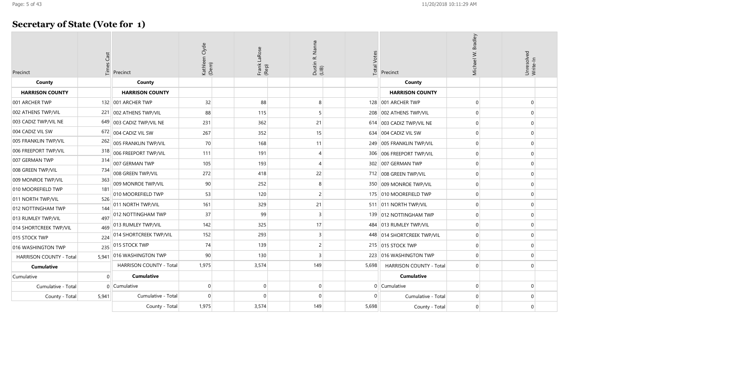## Secretary of State (Vote for 1)

| Precinct | Times Cast | Precinct | Kathleen Clyde (Dem) | Frank LaRose (Rep) | Dustin R. Nanna (LIB) | Total Votes | Precinct | Michael W. Bradley | Unresolved Write-In |
|---|---|---|---|---|---|---|---|---|---|
| **County** | | **County** | | | | | **County** | | |
| **HARRISON COUNTY** | | **HARRISON COUNTY** | | | | | **HARRISON COUNTY** | | |
| 001 ARCHER TWP | 132 | 001 ARCHER TWP | 32 | 88 | 8 | 128 | 001 ARCHER TWP | 0 | 0 |
| 002 ATHENS TWP/VIL | 221 | 002 ATHENS TWP/VIL | 88 | 115 | 5 | 208 | 002 ATHENS TWP/VIL | 0 | 0 |
| 003 CADIZ TWP/VIL NE | 649 | 003 CADIZ TWP/VIL NE | 231 | 362 | 21 | 614 | 003 CADIZ TWP/VIL NE | 0 | 0 |
| 004 CADIZ VIL SW | 672 | 004 CADIZ VIL SW | 267 | 352 | 15 | 634 | 004 CADIZ VIL SW | 0 | 0 |
| 005 FRANKLIN TWP/VIL | 262 | 005 FRANKLIN TWP/VIL | 70 | 168 | 11 | 249 | 005 FRANKLIN TWP/VIL | 0 | 0 |
| 006 FREEPORT TWP/VIL | 318 | 006 FREEPORT TWP/VIL | 111 | 191 | 4 | 306 | 006 FREEPORT TWP/VIL | 0 | 0 |
| 007 GERMAN TWP | 314 | 007 GERMAN TWP | 105 | 193 | 4 | 302 | 007 GERMAN TWP | 0 | 0 |
| 008 GREEN TWP/VIL | 734 | 008 GREEN TWP/VIL | 272 | 418 | 22 | 712 | 008 GREEN TWP/VIL | 0 | 0 |
| 009 MONROE TWP/VIL | 363 | 009 MONROE TWP/VIL | 90 | 252 | 8 | 350 | 009 MONROE TWP/VIL | 0 | 0 |
| 010 MOOREFIELD TWP | 181 | 010 MOOREFIELD TWP | 53 | 120 | 2 | 175 | 010 MOOREFIELD TWP | 0 | 0 |
| 011 NORTH TWP/VIL | 526 | 011 NORTH TWP/VIL | 161 | 329 | 21 | 511 | 011 NORTH TWP/VIL | 0 | 0 |
| 012 NOTTINGHAM TWP | 144 | 012 NOTTINGHAM TWP | 37 | 99 | 3 | 139 | 012 NOTTINGHAM TWP | 0 | 0 |
| 013 RUMLEY TWP/VIL | 497 | 013 RUMLEY TWP/VIL | 142 | 325 | 17 | 484 | 013 RUMLEY TWP/VIL | 0 | 0 |
| 014 SHORTCREEK TWP/VIL | 469 | 014 SHORTCREEK TWP/VIL | 152 | 293 | 3 | 448 | 014 SHORTCREEK TWP/VIL | 0 | 0 |
| 015 STOCK TWP | 224 | 015 STOCK TWP | 74 | 139 | 2 | 215 | 015 STOCK TWP | 0 | 0 |
| 016 WASHINGTON TWP | 235 | 016 WASHINGTON TWP | 90 | 130 | 3 | 223 | 016 WASHINGTON TWP | 0 | 0 |
| HARRISON COUNTY - Total | 5,941 | HARRISON COUNTY - Total | 1,975 | 3,574 | 149 | 5,698 | HARRISON COUNTY - Total | 0 | 0 |
| **Cumulative** | | **Cumulative** | | | | | **Cumulative** | | |
| Cumulative | 0 | Cumulative | 0 | 0 | 0 | 0 | Cumulative | 0 | 0 |
| Cumulative - Total | 0 | Cumulative - Total | 0 | 0 | 0 | 0 | Cumulative - Total | 0 | 0 |
| County - Total | 5,941 | County - Total | 1,975 | 3,574 | 149 | 5,698 | County - Total | 0 | 0 |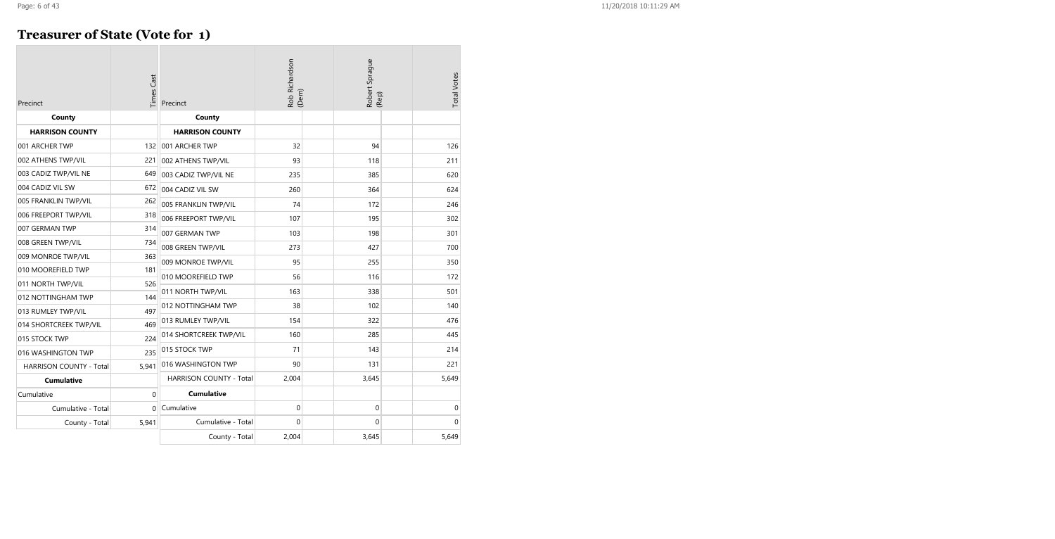# Treasurer of State (Vote for 1)

| Precinct | Times Cast |
|---|---|
| **County** | |
| **HARRISON COUNTY** | |
| 001 ARCHER TWP | 132 |
| 002 ATHENS TWP/VIL | 221 |
| 003 CADIZ TWP/VIL NE | 649 |
| 004 CADIZ VIL SW | 672 |
| 005 FRANKLIN TWP/VIL | 262 |
| 006 FREEPORT TWP/VIL | 318 |
| 007 GERMAN TWP | 314 |
| 008 GREEN TWP/VIL | 734 |
| 009 MONROE TWP/VIL | 363 |
| 010 MOOREFIELD TWP | 181 |
| 011 NORTH TWP/VIL | 526 |
| 012 NOTTINGHAM TWP | 144 |
| 013 RUMLEY TWP/VIL | 497 |
| 014 SHORTCREEK TWP/VIL | 469 |
| 015 STOCK TWP | 224 |
| 016 WASHINGTON TWP | 235 |
| HARRISON COUNTY - Total | 5,941 |
| **Cumulative** | |
| Cumulative | 0 |
| Cumulative - Total | 0 |
| County - Total | 5,941 |

| Precinct | Rob Richardson (Dem) | Robert Sprague (Rep) | Total Votes |
|---|---|---|---|
| **County** | | | |
| **HARRISON COUNTY** | | | |
| 001 ARCHER TWP | 32 | 94 | 126 |
| 002 ATHENS TWP/VIL | 93 | 118 | 211 |
| 003 CADIZ TWP/VIL NE | 235 | 385 | 620 |
| 004 CADIZ VIL SW | 260 | 364 | 624 |
| 005 FRANKLIN TWP/VIL | 74 | 172 | 246 |
| 006 FREEPORT TWP/VIL | 107 | 195 | 302 |
| 007 GERMAN TWP | 103 | 198 | 301 |
| 008 GREEN TWP/VIL | 273 | 427 | 700 |
| 009 MONROE TWP/VIL | 95 | 255 | 350 |
| 010 MOOREFIELD TWP | 56 | 116 | 172 |
| 011 NORTH TWP/VIL | 163 | 338 | 501 |
| 012 NOTTINGHAM TWP | 38 | 102 | 140 |
| 013 RUMLEY TWP/VIL | 154 | 322 | 476 |
| 014 SHORTCREEK TWP/VIL | 160 | 285 | 445 |
| 015 STOCK TWP | 71 | 143 | 214 |
| 016 WASHINGTON TWP | 90 | 131 | 221 |
| HARRISON COUNTY - Total | 2,004 | 3,645 | 5,649 |
| **Cumulative** | | | |
| Cumulative | 0 | 0 | 0 |
| Cumulative - Total | 0 | 0 | 0 |
| County - Total | 2,004 | 3,645 | 5,649 |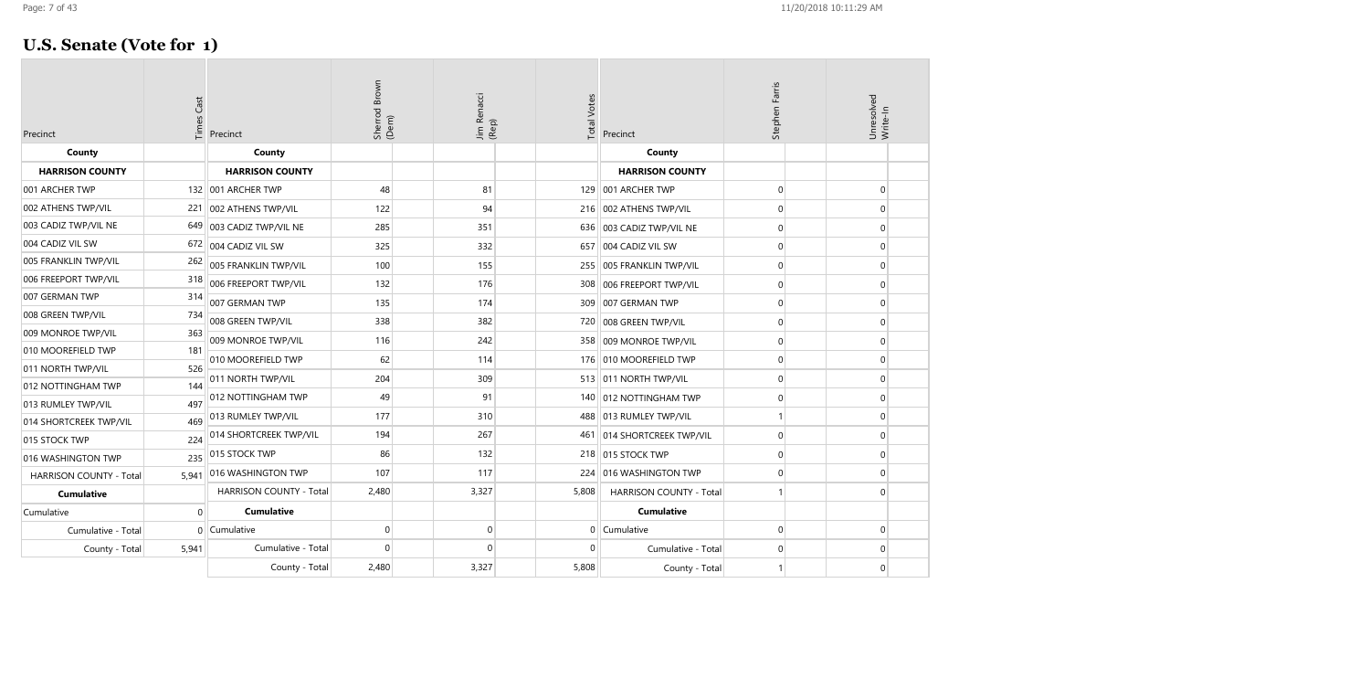# U.S. Senate (Vote for 1)

| Precinct | Times Cast | Precinct | Sherrod Brown (Dem) | Jim Renacci (Rep) | Total Votes | Precinct | Stephen Faris | Unresolved Write-In |
|---|---|---|---|---|---|---|---|---|
| **County** | | **County** | | | | **County** | | |
| **HARRISON COUNTY** | | **HARRISON COUNTY** | | | | **HARRISON COUNTY** | | |
| 001 ARCHER TWP | 132 | 001 ARCHER TWP | 48 | 81 | 129 | 001 ARCHER TWP | 0 | 0 |
| 002 ATHENS TWP/VIL | 221 | 002 ATHENS TWP/VIL | 122 | 94 | 216 | 002 ATHENS TWP/VIL | 0 | 0 |
| 003 CADIZ TWP/VIL NE | 649 | 003 CADIZ TWP/VIL NE | 285 | 351 | 636 | 003 CADIZ TWP/VIL NE | 0 | 0 |
| 004 CADIZ VIL SW | 672 | 004 CADIZ VIL SW | 325 | 332 | 657 | 004 CADIZ VIL SW | 0 | 0 |
| 005 FRANKLIN TWP/VIL | 262 | 005 FRANKLIN TWP/VIL | 100 | 155 | 255 | 005 FRANKLIN TWP/VIL | 0 | 0 |
| 006 FREEPORT TWP/VIL | 318 | 006 FREEPORT TWP/VIL | 132 | 176 | 308 | 006 FREEPORT TWP/VIL | 0 | 0 |
| 007 GERMAN TWP | 314 | 007 GERMAN TWP | 135 | 174 | 309 | 007 GERMAN TWP | 0 | 0 |
| 008 GREEN TWP/VIL | 734 | 008 GREEN TWP/VIL | 338 | 382 | 720 | 008 GREEN TWP/VIL | 0 | 0 |
| 009 MONROE TWP/VIL | 363 | 009 MONROE TWP/VIL | 116 | 242 | 358 | 009 MONROE TWP/VIL | 0 | 0 |
| 010 MOOREFIELD TWP | 181 | 010 MOOREFIELD TWP | 62 | 114 | 176 | 010 MOOREFIELD TWP | 0 | 0 |
| 011 NORTH TWP/VIL | 526 | 011 NORTH TWP/VIL | 204 | 309 | 513 | 011 NORTH TWP/VIL | 0 | 0 |
| 012 NOTTINGHAM TWP | 144 | 012 NOTTINGHAM TWP | 49 | 91 | 140 | 012 NOTTINGHAM TWP | 0 | 0 |
| 013 RUMLEY TWP/VIL | 497 | 013 RUMLEY TWP/VIL | 177 | 310 | 488 | 013 RUMLEY TWP/VIL | 1 | 0 |
| 014 SHORTCREEK TWP/VIL | 469 | 014 SHORTCREEK TWP/VIL | 194 | 267 | 461 | 014 SHORTCREEK TWP/VIL | 0 | 0 |
| 015 STOCK TWP | 224 | 015 STOCK TWP | 86 | 132 | 218 | 015 STOCK TWP | 0 | 0 |
| 016 WASHINGTON TWP | 235 | 016 WASHINGTON TWP | 107 | 117 | 224 | 016 WASHINGTON TWP | 0 | 0 |
| HARRISON COUNTY - Total | 5,941 | HARRISON COUNTY - Total | 2,480 | 3,327 | 5,808 | HARRISON COUNTY - Total | 1 | 0 |
| **Cumulative** | | **Cumulative** | | | | **Cumulative** | | |
| Cumulative | 0 | Cumulative | 0 | 0 | 0 | Cumulative | 0 | 0 |
| Cumulative - Total | 0 | Cumulative - Total | 0 | 0 | 0 | Cumulative - Total | 0 | 0 |
| County - Total | 5,941 | County - Total | 2,480 | 3,327 | 5,808 | County - Total | 1 | 0 |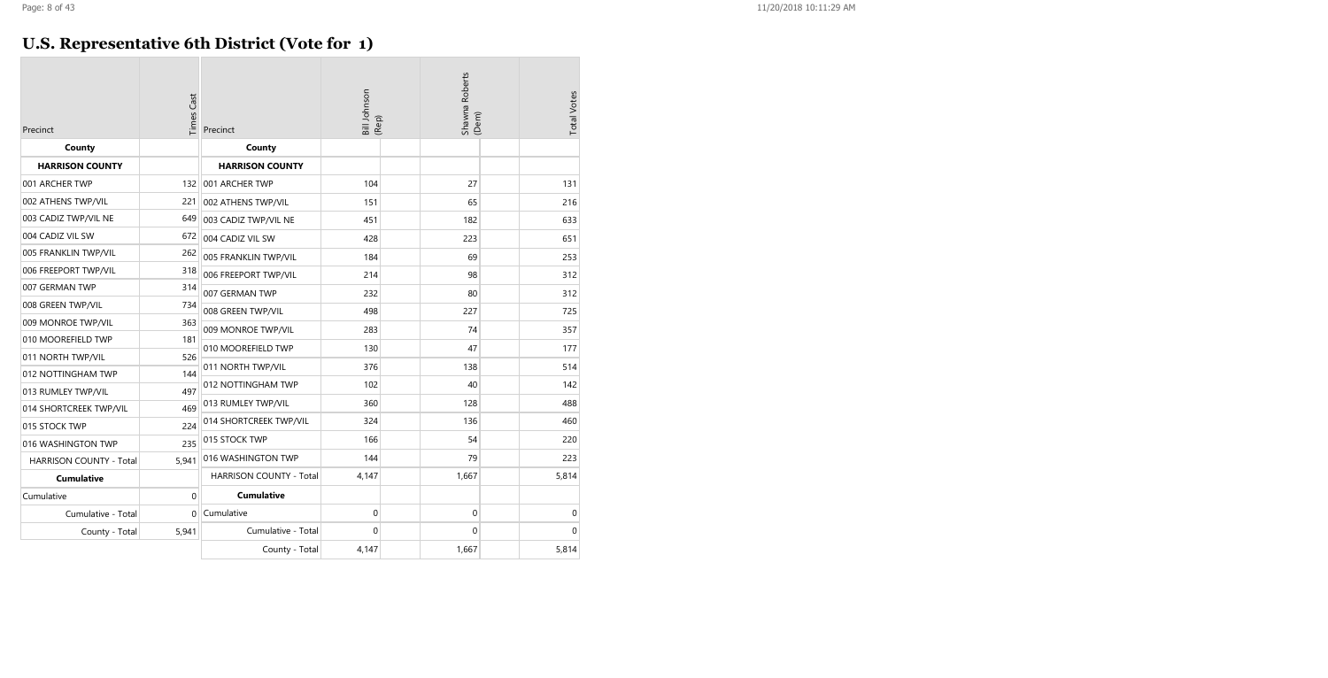# U.S. Representative 6th District (Vote for 1)

| Precinct | Times Cast |
|---|---|
| **County** | |
| **HARRISON COUNTY** | |
| 001 ARCHER TWP | 132 |
| 002 ATHENS TWP/VIL | 221 |
| 003 CADIZ TWP/VIL NE | 649 |
| 004 CADIZ VIL SW | 672 |
| 005 FRANKLIN TWP/VIL | 262 |
| 006 FREEPORT TWP/VIL | 318 |
| 007 GERMAN TWP | 314 |
| 008 GREEN TWP/VIL | 734 |
| 009 MONROE TWP/VIL | 363 |
| 010 MOOREFIELD TWP | 181 |
| 011 NORTH TWP/VIL | 526 |
| 012 NOTTINGHAM TWP | 144 |
| 013 RUMLEY TWP/VIL | 497 |
| 014 SHORTCREEK TWP/VIL | 469 |
| 015 STOCK TWP | 224 |
| 016 WASHINGTON TWP | 235 |
| HARRISON COUNTY - Total | 5,941 |
| **Cumulative** | |
| Cumulative | 0 |
| Cumulative - Total | 0 |
| County - Total | 5,941 |

| Precinct | Bill Johnson (Rep) | Shawna Roberts (Dem) | Total Votes |
|---|---|---|---|
| **County** | | | |
| **HARRISON COUNTY** | | | |
| 001 ARCHER TWP | 104 | 27 | 131 |
| 002 ATHENS TWP/VIL | 151 | 65 | 216 |
| 003 CADIZ TWP/VIL NE | 451 | 182 | 633 |
| 004 CADIZ VIL SW | 428 | 223 | 651 |
| 005 FRANKLIN TWP/VIL | 184 | 69 | 253 |
| 006 FREEPORT TWP/VIL | 214 | 98 | 312 |
| 007 GERMAN TWP | 232 | 80 | 312 |
| 008 GREEN TWP/VIL | 498 | 227 | 725 |
| 009 MONROE TWP/VIL | 283 | 74 | 357 |
| 010 MOOREFIELD TWP | 130 | 47 | 177 |
| 011 NORTH TWP/VIL | 376 | 138 | 514 |
| 012 NOTTINGHAM TWP | 102 | 40 | 142 |
| 013 RUMLEY TWP/VIL | 360 | 128 | 488 |
| 014 SHORTCREEK TWP/VIL | 324 | 136 | 460 |
| 015 STOCK TWP | 166 | 54 | 220 |
| 016 WASHINGTON TWP | 144 | 79 | 223 |
| HARRISON COUNTY - Total | 4,147 | 1,667 | 5,814 |
| **Cumulative** | | | |
| Cumulative | 0 | 0 | 0 |
| Cumulative - Total | 0 | 0 | 0 |
| County - Total | 4,147 | 1,667 | 5,814 |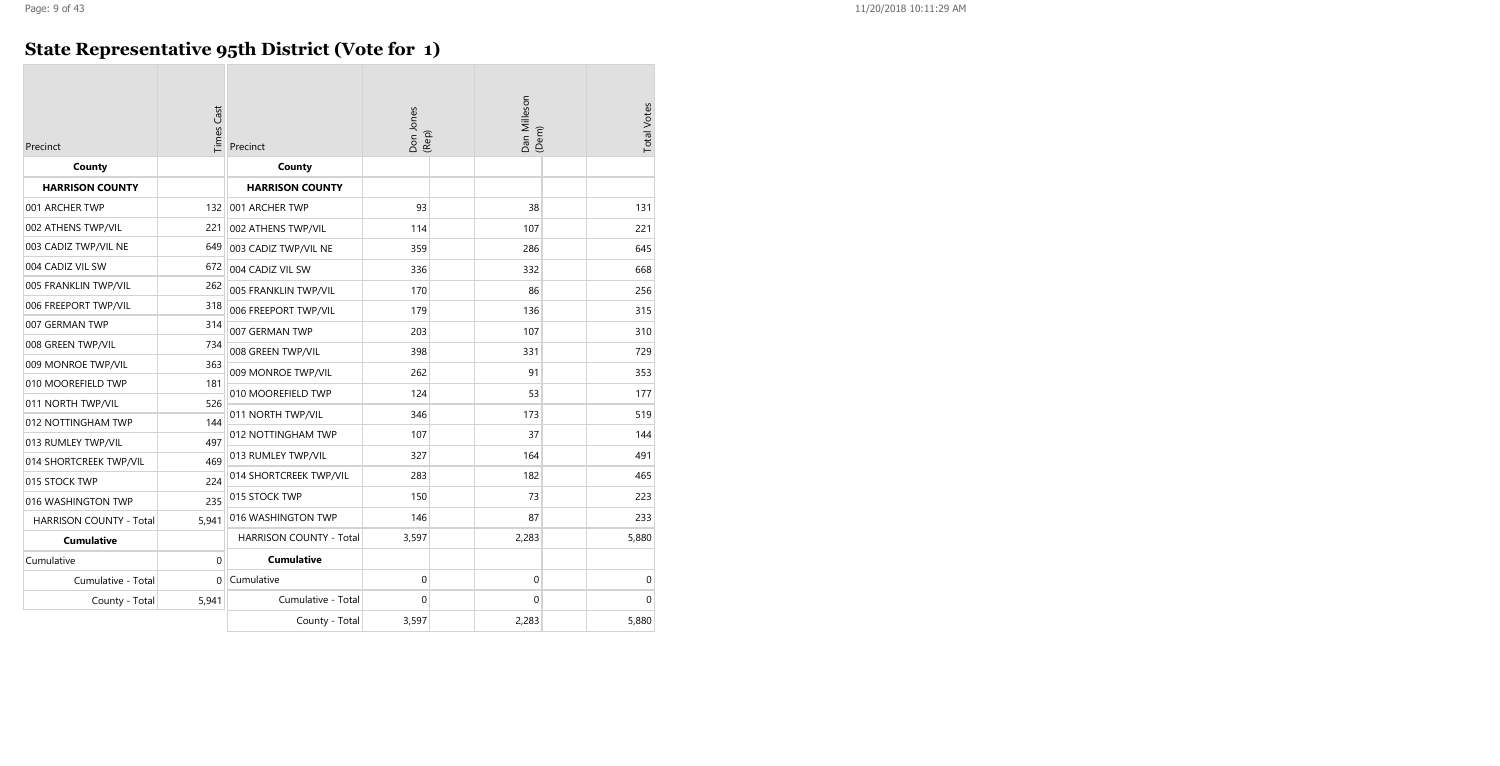# State Representative 95th District (Vote for 1)

| Precinct | Times Cast |
|---|---|
| **County** | |
| **HARRISON COUNTY** | |
| 001 ARCHER TWP | 132 |
| 002 ATHENS TWP/VIL | 221 |
| 003 CADIZ TWP/VIL NE | 649 |
| 004 CADIZ VIL SW | 672 |
| 005 FRANKLIN TWP/VIL | 262 |
| 006 FREEPORT TWP/VIL | 318 |
| 007 GERMAN TWP | 314 |
| 008 GREEN TWP/VIL | 734 |
| 009 MONROE TWP/VIL | 363 |
| 010 MOOREFIELD TWP | 181 |
| 011 NORTH TWP/VIL | 526 |
| 012 NOTTINGHAM TWP | 144 |
| 013 RUMLEY TWP/VIL | 497 |
| 014 SHORTCREEK TWP/VIL | 469 |
| 015 STOCK TWP | 224 |
| 016 WASHINGTON TWP | 235 |
| HARRISON COUNTY - Total | 5,941 |
| **Cumulative** | |
| Cumulative | 0 |
| Cumulative - Total | 0 |
| County - Total | 5,941 |

| Precinct | Don Jones (Rep) | Dan Milleson (Dem) | Total Votes |
|---|---|---|---|
| **County** | | | |
| **HARRISON COUNTY** | | | |
| 001 ARCHER TWP | 93 | 38 | 131 |
| 002 ATHENS TWP/VIL | 114 | 107 | 221 |
| 003 CADIZ TWP/VIL NE | 359 | 286 | 645 |
| 004 CADIZ VIL SW | 336 | 332 | 668 |
| 005 FRANKLIN TWP/VIL | 170 | 86 | 256 |
| 006 FREEPORT TWP/VIL | 179 | 136 | 315 |
| 007 GERMAN TWP | 203 | 107 | 310 |
| 008 GREEN TWP/VIL | 398 | 331 | 729 |
| 009 MONROE TWP/VIL | 262 | 91 | 353 |
| 010 MOOREFIELD TWP | 124 | 53 | 177 |
| 011 NORTH TWP/VIL | 346 | 173 | 519 |
| 012 NOTTINGHAM TWP | 107 | 37 | 144 |
| 013 RUMLEY TWP/VIL | 327 | 164 | 491 |
| 014 SHORTCREEK TWP/VIL | 283 | 182 | 465 |
| 015 STOCK TWP | 150 | 73 | 223 |
| 016 WASHINGTON TWP | 146 | 87 | 233 |
| HARRISON COUNTY - Total | 3,597 | 2,283 | 5,880 |
| **Cumulative** | | | |
| Cumulative | 0 | 0 | 0 |
| Cumulative - Total | 0 | 0 | 0 |
| County - Total | 3,597 | 2,283 | 5,880 |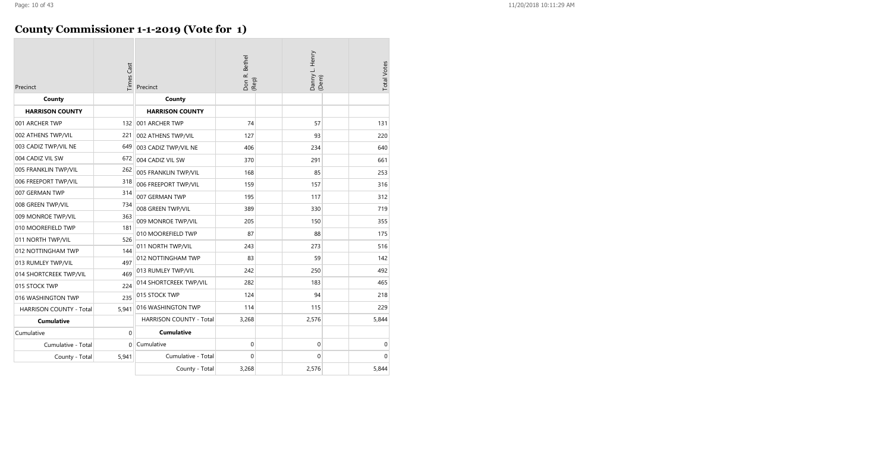# County Commissioner 1-1-2019 (Vote for 1)

| Precinct | Times Cast |
|---|---|
| **County** | |
| **HARRISON COUNTY** | |
| 001 ARCHER TWP | 132 |
| 002 ATHENS TWP/VIL | 221 |
| 003 CADIZ TWP/VIL NE | 649 |
| 004 CADIZ VIL SW | 672 |
| 005 FRANKLIN TWP/VIL | 262 |
| 006 FREEPORT TWP/VIL | 318 |
| 007 GERMAN TWP | 314 |
| 008 GREEN TWP/VIL | 734 |
| 009 MONROE TWP/VIL | 363 |
| 010 MOOREFIELD TWP | 181 |
| 011 NORTH TWP/VIL | 526 |
| 012 NOTTINGHAM TWP | 144 |
| 013 RUMLEY TWP/VIL | 497 |
| 014 SHORTCREEK TWP/VIL | 469 |
| 015 STOCK TWP | 224 |
| 016 WASHINGTON TWP | 235 |
| HARRISON COUNTY - Total | 5,941 |
| **Cumulative** | |
| Cumulative | 0 |
| Cumulative - Total | 0 |
| County - Total | 5,941 |

| Precinct | Don R. Bethel (Rep) | Danny L. Henry (Dem) | Total Votes |
|---|---|---|---|
| **County** | | | |
| **HARRISON COUNTY** | | | |
| 001 ARCHER TWP | 74 | 57 | 131 |
| 002 ATHENS TWP/VIL | 127 | 93 | 220 |
| 003 CADIZ TWP/VIL NE | 406 | 234 | 640 |
| 004 CADIZ VIL SW | 370 | 291 | 661 |
| 005 FRANKLIN TWP/VIL | 168 | 85 | 253 |
| 006 FREEPORT TWP/VIL | 159 | 157 | 316 |
| 007 GERMAN TWP | 195 | 117 | 312 |
| 008 GREEN TWP/VIL | 389 | 330 | 719 |
| 009 MONROE TWP/VIL | 205 | 150 | 355 |
| 010 MOOREFIELD TWP | 87 | 88 | 175 |
| 011 NORTH TWP/VIL | 243 | 273 | 516 |
| 012 NOTTINGHAM TWP | 83 | 59 | 142 |
| 013 RUMLEY TWP/VIL | 242 | 250 | 492 |
| 014 SHORTCREEK TWP/VIL | 282 | 183 | 465 |
| 015 STOCK TWP | 124 | 94 | 218 |
| 016 WASHINGTON TWP | 114 | 115 | 229 |
| HARRISON COUNTY - Total | 3,268 | 2,576 | 5,844 |
| **Cumulative** | | | |
| Cumulative | 0 | 0 | 0 |
| Cumulative - Total | 0 | 0 | 0 |
| County - Total | 3,268 | 2,576 | 5,844 |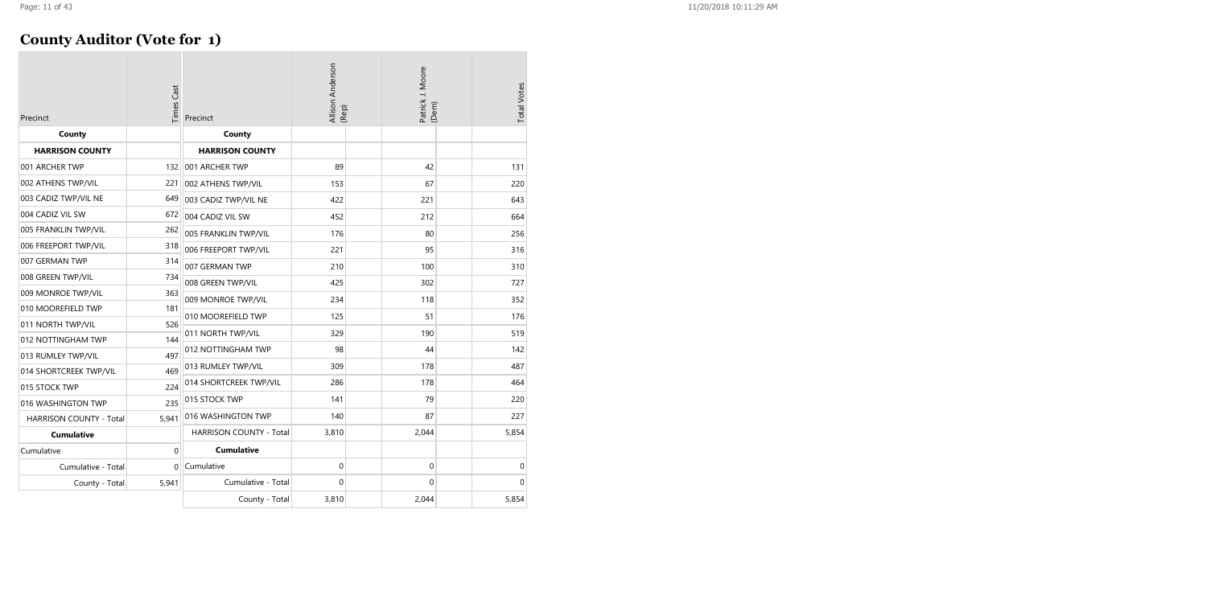## County Auditor (Vote for 1)

| Precinct | Times Cast |
|---|---|
| **County** | |
| **HARRISON COUNTY** | |
| 001 ARCHER TWP | 132 |
| 002 ATHENS TWP/VIL | 221 |
| 003 CADIZ TWP/VIL NE | 649 |
| 004 CADIZ VIL SW | 672 |
| 005 FRANKLIN TWP/VIL | 262 |
| 006 FREEPORT TWP/VIL | 318 |
| 007 GERMAN TWP | 314 |
| 008 GREEN TWP/VIL | 734 |
| 009 MONROE TWP/VIL | 363 |
| 010 MOOREFIELD TWP | 181 |
| 011 NORTH TWP/VIL | 526 |
| 012 NOTTINGHAM TWP | 144 |
| 013 RUMLEY TWP/VIL | 497 |
| 014 SHORTCREEK TWP/VIL | 469 |
| 015 STOCK TWP | 224 |
| 016 WASHINGTON TWP | 235 |
| HARRISON COUNTY - Total | 5,941 |
| **Cumulative** | |
| Cumulative | 0 |
| Cumulative - Total | 0 |
| County - Total | 5,941 |

| Precinct | Allison Anderson (Rep) | Patrick J. Moore (Dem) | Total Votes |
|---|---|---|---|
| **County** | | | |
| **HARRISON COUNTY** | | | |
| 001 ARCHER TWP | 89 | 42 | 131 |
| 002 ATHENS TWP/VIL | 153 | 67 | 220 |
| 003 CADIZ TWP/VIL NE | 422 | 221 | 643 |
| 004 CADIZ VIL SW | 452 | 212 | 664 |
| 005 FRANKLIN TWP/VIL | 176 | 80 | 256 |
| 006 FREEPORT TWP/VIL | 221 | 95 | 316 |
| 007 GERMAN TWP | 210 | 100 | 310 |
| 008 GREEN TWP/VIL | 425 | 302 | 727 |
| 009 MONROE TWP/VIL | 234 | 118 | 352 |
| 010 MOOREFIELD TWP | 125 | 51 | 176 |
| 011 NORTH TWP/VIL | 329 | 190 | 519 |
| 012 NOTTINGHAM TWP | 98 | 44 | 142 |
| 013 RUMLEY TWP/VIL | 309 | 178 | 487 |
| 014 SHORTCREEK TWP/VIL | 286 | 178 | 464 |
| 015 STOCK TWP | 141 | 79 | 220 |
| 016 WASHINGTON TWP | 140 | 87 | 227 |
| HARRISON COUNTY - Total | 3,810 | 2,044 | 5,854 |
| **Cumulative** | | | |
| Cumulative | 0 | 0 | 0 |
| Cumulative - Total | 0 | 0 | 0 |
| County - Total | 3,810 | 2,044 | 5,854 |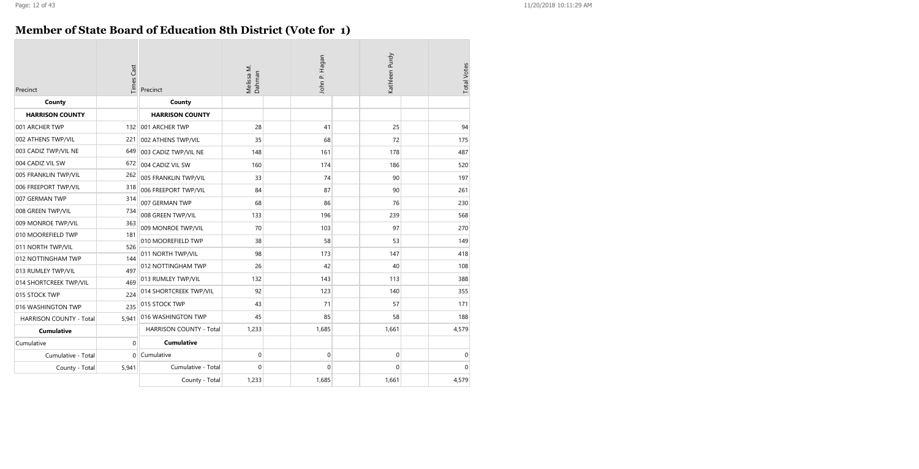# Member of State Board of Education 8th District (Vote for 1)

| Precinct | Times Cast |
|---|---|
| **County** | |
| **HARRISON COUNTY** | |
| 001 ARCHER TWP | 132 |
| 002 ATHENS TWP/VIL | 221 |
| 003 CADIZ TWP/VIL NE | 649 |
| 004 CADIZ VIL SW | 672 |
| 005 FRANKLIN TWP/VIL | 262 |
| 006 FREEPORT TWP/VIL | 318 |
| 007 GERMAN TWP | 314 |
| 008 GREEN TWP/VIL | 734 |
| 009 MONROE TWP/VIL | 363 |
| 010 MOOREFIELD TWP | 181 |
| 011 NORTH TWP/VIL | 526 |
| 012 NOTTINGHAM TWP | 144 |
| 013 RUMLEY TWP/VIL | 497 |
| 014 SHORTCREEK TWP/VIL | 469 |
| 015 STOCK TWP | 224 |
| 016 WASHINGTON TWP | 235 |
| HARRISON COUNTY - Total | 5,941 |
| **Cumulative** | |
| Cumulative | 0 |
| Cumulative - Total | 0 |
| County - Total | 5,941 |

| Precinct | Melissa M. Dahman | John P. Hagan | Kathleen Purdy | Total Votes |
|---|---|---|---|---|
| **County** | | | | |
| **HARRISON COUNTY** | | | | |
| 001 ARCHER TWP | 28 | 41 | 25 | 94 |
| 002 ATHENS TWP/VIL | 35 | 68 | 72 | 175 |
| 003 CADIZ TWP/VIL NE | 148 | 161 | 178 | 487 |
| 004 CADIZ VIL SW | 160 | 174 | 186 | 520 |
| 005 FRANKLIN TWP/VIL | 33 | 74 | 90 | 197 |
| 006 FREEPORT TWP/VIL | 84 | 87 | 90 | 261 |
| 007 GERMAN TWP | 68 | 86 | 76 | 230 |
| 008 GREEN TWP/VIL | 133 | 196 | 239 | 568 |
| 009 MONROE TWP/VIL | 70 | 103 | 97 | 270 |
| 010 MOOREFIELD TWP | 38 | 58 | 53 | 149 |
| 011 NORTH TWP/VIL | 98 | 173 | 147 | 418 |
| 012 NOTTINGHAM TWP | 26 | 42 | 40 | 108 |
| 013 RUMLEY TWP/VIL | 132 | 143 | 113 | 388 |
| 014 SHORTCREEK TWP/VIL | 92 | 123 | 140 | 355 |
| 015 STOCK TWP | 43 | 71 | 57 | 171 |
| 016 WASHINGTON TWP | 45 | 85 | 58 | 188 |
| HARRISON COUNTY - Total | 1,233 | 1,685 | 1,661 | 4,579 |
| **Cumulative** | | | | |
| Cumulative | 0 | 0 | 0 | 0 |
| Cumulative - Total | 0 | 0 | 0 | 0 |
| County - Total | 1,233 | 1,685 | 1,661 | 4,579 |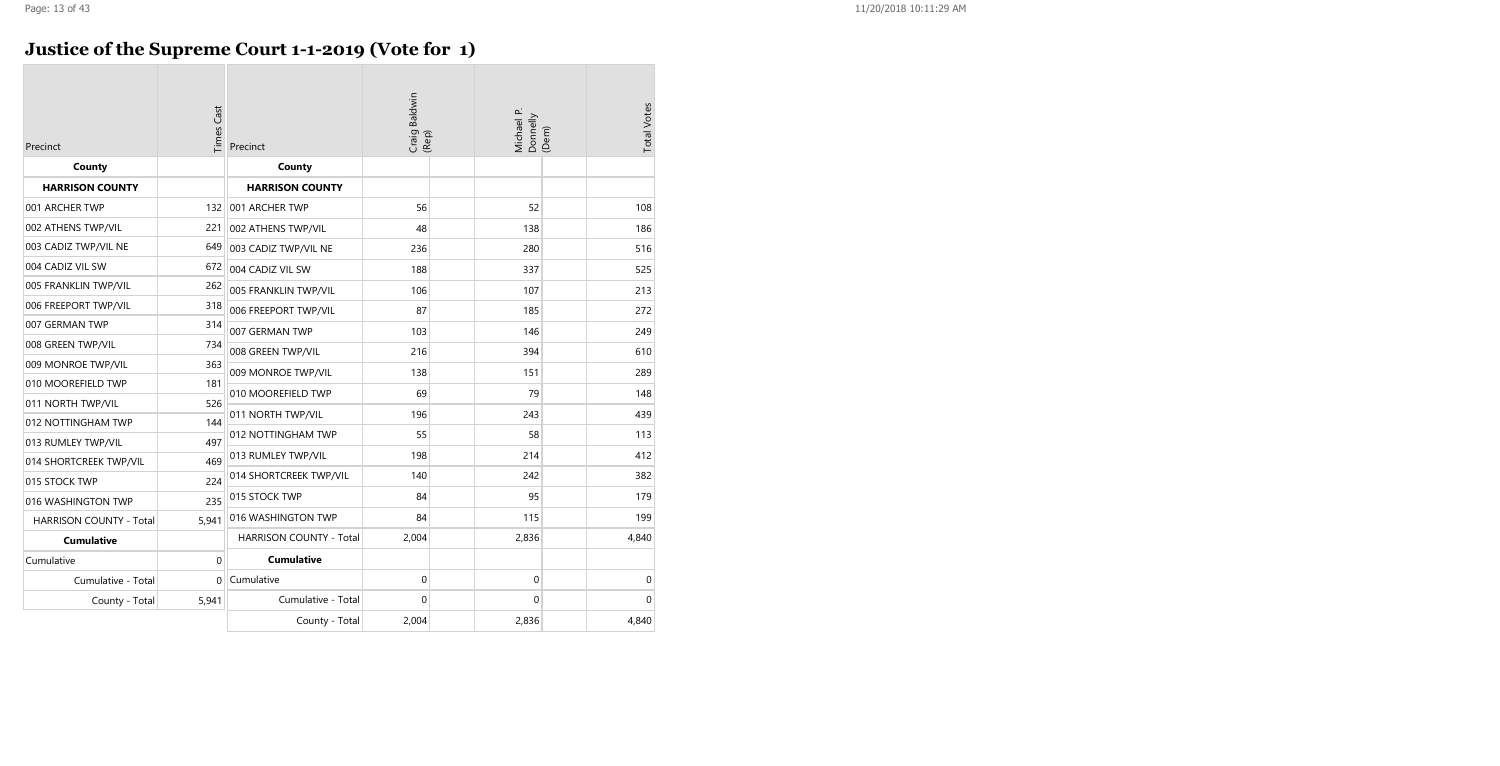# Justice of the Supreme Court 1-1-2019 (Vote for 1)

| Precinct | Times Cast |
|---|---|
| **County** | |
| **HARRISON COUNTY** | |
| 001 ARCHER TWP | 132 |
| 002 ATHENS TWP/VIL | 221 |
| 003 CADIZ TWP/VIL NE | 649 |
| 004 CADIZ VIL SW | 672 |
| 005 FRANKLIN TWP/VIL | 262 |
| 006 FREEPORT TWP/VIL | 318 |
| 007 GERMAN TWP | 314 |
| 008 GREEN TWP/VIL | 734 |
| 009 MONROE TWP/VIL | 363 |
| 010 MOOREFIELD TWP | 181 |
| 011 NORTH TWP/VIL | 526 |
| 012 NOTTINGHAM TWP | 144 |
| 013 RUMLEY TWP/VIL | 497 |
| 014 SHORTCREEK TWP/VIL | 469 |
| 015 STOCK TWP | 224 |
| 016 WASHINGTON TWP | 235 |
| HARRISON COUNTY - Total | 5,941 |
| **Cumulative** | |
| Cumulative | 0 |
| Cumulative - Total | 0 |
| County - Total | 5,941 |

| Precinct | Craig Baldwin (Rep) | Michael P. Donnelly (Dem) | Total Votes |
|---|---|---|---|
| **County** | | | |
| **HARRISON COUNTY** | | | |
| 001 ARCHER TWP | 56 | 52 | 108 |
| 002 ATHENS TWP/VIL | 48 | 138 | 186 |
| 003 CADIZ TWP/VIL NE | 236 | 280 | 516 |
| 004 CADIZ VIL SW | 188 | 337 | 525 |
| 005 FRANKLIN TWP/VIL | 106 | 107 | 213 |
| 006 FREEPORT TWP/VIL | 87 | 185 | 272 |
| 007 GERMAN TWP | 103 | 146 | 249 |
| 008 GREEN TWP/VIL | 216 | 394 | 610 |
| 009 MONROE TWP/VIL | 138 | 151 | 289 |
| 010 MOOREFIELD TWP | 69 | 79 | 148 |
| 011 NORTH TWP/VIL | 196 | 243 | 439 |
| 012 NOTTINGHAM TWP | 55 | 58 | 113 |
| 013 RUMLEY TWP/VIL | 198 | 214 | 412 |
| 014 SHORTCREEK TWP/VIL | 140 | 242 | 382 |
| 015 STOCK TWP | 84 | 95 | 179 |
| 016 WASHINGTON TWP | 84 | 115 | 199 |
| HARRISON COUNTY - Total | 2,004 | 2,836 | 4,840 |
| **Cumulative** | | | |
| Cumulative | 0 | 0 | 0 |
| Cumulative - Total | 0 | 0 | 0 |
| County - Total | 2,004 | 2,836 | 4,840 |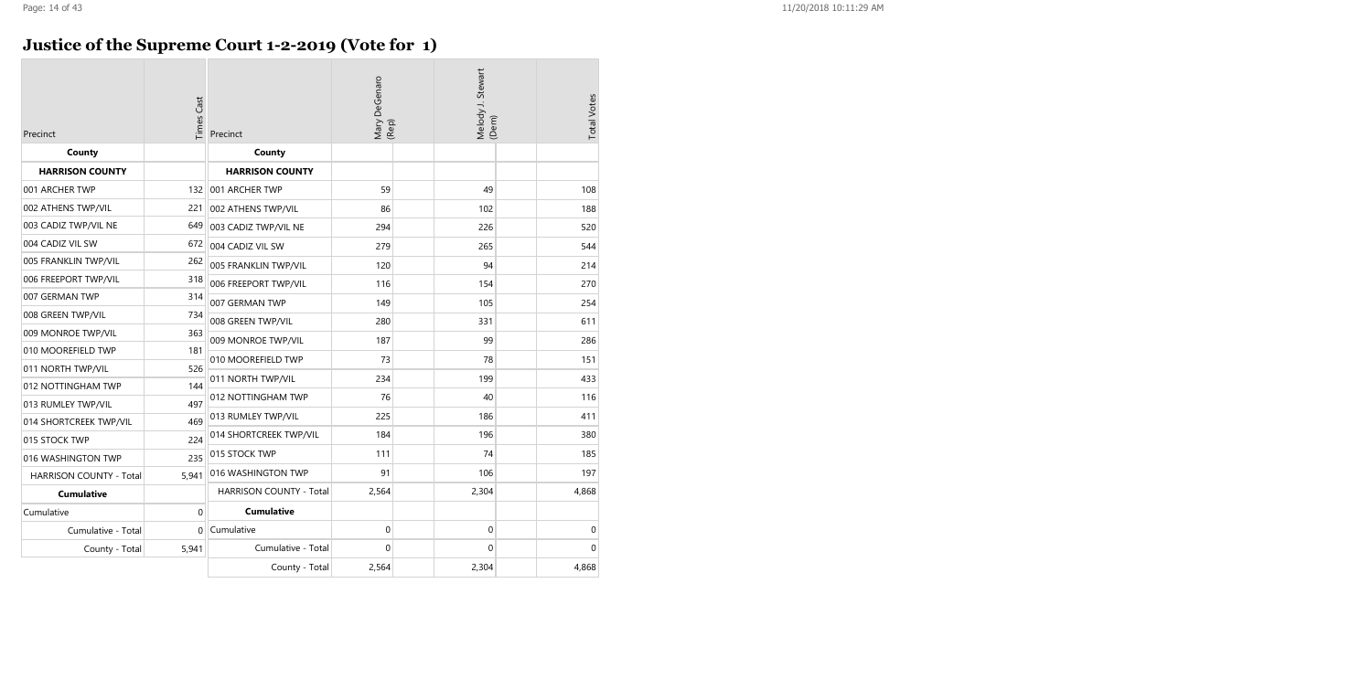# Justice of the Supreme Court 1-2-2019 (Vote for 1)

| Precinct | Times Cast |
|---|---|
| **County** | |
| **HARRISON COUNTY** | |
| 001 ARCHER TWP | 132 |
| 002 ATHENS TWP/VIL | 221 |
| 003 CADIZ TWP/VIL NE | 649 |
| 004 CADIZ VIL SW | 672 |
| 005 FRANKLIN TWP/VIL | 262 |
| 006 FREEPORT TWP/VIL | 318 |
| 007 GERMAN TWP | 314 |
| 008 GREEN TWP/VIL | 734 |
| 009 MONROE TWP/VIL | 363 |
| 010 MOOREFIELD TWP | 181 |
| 011 NORTH TWP/VIL | 526 |
| 012 NOTTINGHAM TWP | 144 |
| 013 RUMLEY TWP/VIL | 497 |
| 014 SHORTCREEK TWP/VIL | 469 |
| 015 STOCK TWP | 224 |
| 016 WASHINGTON TWP | 235 |
| HARRISON COUNTY - Total | 5,941 |
| **Cumulative** | |
| Cumulative | 0 |
| Cumulative - Total | 0 |
| County - Total | 5,941 |

| Precinct | Mary DeGenaro (Rep) | Melody J. Stewart (Dem) | Total Votes |
|---|---|---|---|
| **County** | | | |
| **HARRISON COUNTY** | | | |
| 001 ARCHER TWP | 59 | 49 | 108 |
| 002 ATHENS TWP/VIL | 86 | 102 | 188 |
| 003 CADIZ TWP/VIL NE | 294 | 226 | 520 |
| 004 CADIZ VIL SW | 279 | 265 | 544 |
| 005 FRANKLIN TWP/VIL | 120 | 94 | 214 |
| 006 FREEPORT TWP/VIL | 116 | 154 | 270 |
| 007 GERMAN TWP | 149 | 105 | 254 |
| 008 GREEN TWP/VIL | 280 | 331 | 611 |
| 009 MONROE TWP/VIL | 187 | 99 | 286 |
| 010 MOOREFIELD TWP | 73 | 78 | 151 |
| 011 NORTH TWP/VIL | 234 | 199 | 433 |
| 012 NOTTINGHAM TWP | 76 | 40 | 116 |
| 013 RUMLEY TWP/VIL | 225 | 186 | 411 |
| 014 SHORTCREEK TWP/VIL | 184 | 196 | 380 |
| 015 STOCK TWP | 111 | 74 | 185 |
| 016 WASHINGTON TWP | 91 | 106 | 197 |
| HARRISON COUNTY - Total | 2,564 | 2,304 | 4,868 |
| **Cumulative** | | | |
| Cumulative | 0 | 0 | 0 |
| Cumulative - Total | 0 | 0 | 0 |
| County - Total | 2,564 | 2,304 | 4,868 |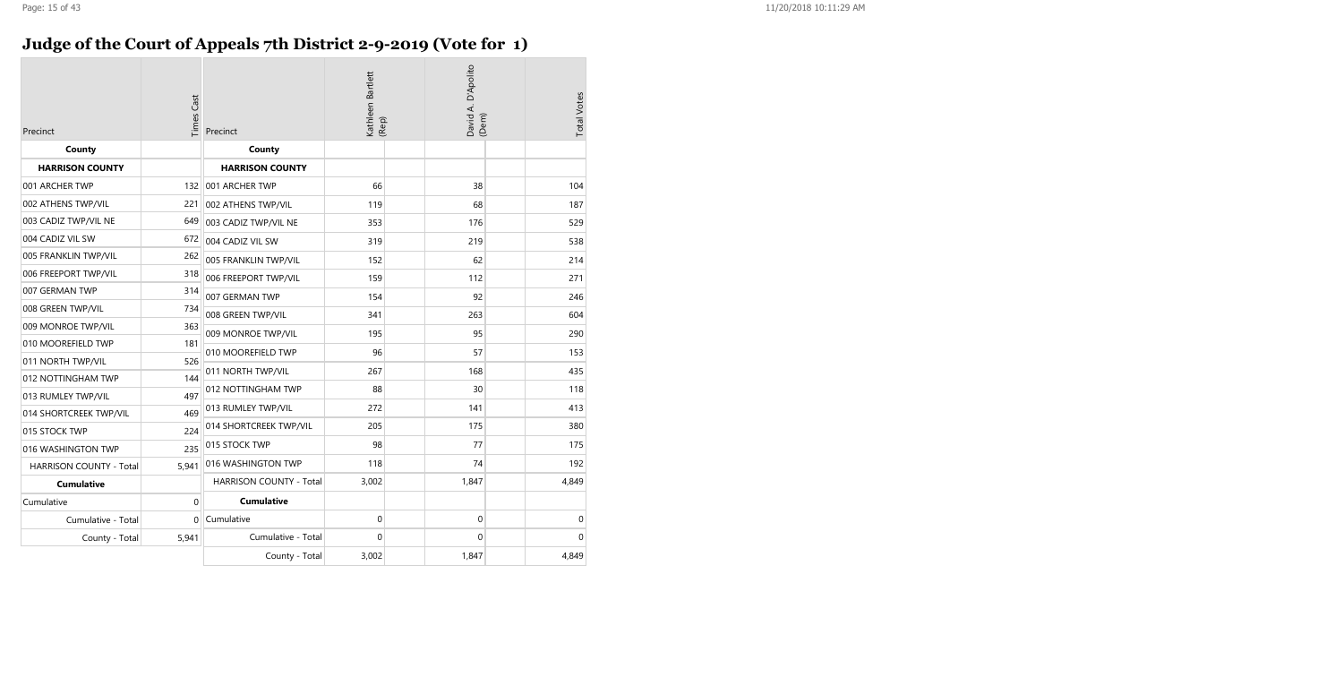## Judge of the Court of Appeals 7th District 2-9-2019 (Vote for 1)

| Precinct | Times Cast |
|---|---|
| **County** | |
| **HARRISON COUNTY** | |
| 001 ARCHER TWP | 132 |
| 002 ATHENS TWP/VIL | 221 |
| 003 CADIZ TWP/VIL NE | 649 |
| 004 CADIZ VIL SW | 672 |
| 005 FRANKLIN TWP/VIL | 262 |
| 006 FREEPORT TWP/VIL | 318 |
| 007 GERMAN TWP | 314 |
| 008 GREEN TWP/VIL | 734 |
| 009 MONROE TWP/VIL | 363 |
| 010 MOOREFIELD TWP | 181 |
| 011 NORTH TWP/VIL | 526 |
| 012 NOTTINGHAM TWP | 144 |
| 013 RUMLEY TWP/VIL | 497 |
| 014 SHORTCREEK TWP/VIL | 469 |
| 015 STOCK TWP | 224 |
| 016 WASHINGTON TWP | 235 |
| HARRISON COUNTY - Total | 5,941 |
| **Cumulative** | |
| Cumulative | 0 |
| Cumulative - Total | 0 |
| County - Total | 5,941 |

| Precinct | Kathleen Bartlett (Rep) | David A. D'Apolito (Dem) | Total Votes |
|---|---|---|---|
| **County** | | | |
| **HARRISON COUNTY** | | | |
| 001 ARCHER TWP | 66 | 38 | 104 |
| 002 ATHENS TWP/VIL | 119 | 68 | 187 |
| 003 CADIZ TWP/VIL NE | 353 | 176 | 529 |
| 004 CADIZ VIL SW | 319 | 219 | 538 |
| 005 FRANKLIN TWP/VIL | 152 | 62 | 214 |
| 006 FREEPORT TWP/VIL | 159 | 112 | 271 |
| 007 GERMAN TWP | 154 | 92 | 246 |
| 008 GREEN TWP/VIL | 341 | 263 | 604 |
| 009 MONROE TWP/VIL | 195 | 95 | 290 |
| 010 MOOREFIELD TWP | 96 | 57 | 153 |
| 011 NORTH TWP/VIL | 267 | 168 | 435 |
| 012 NOTTINGHAM TWP | 88 | 30 | 118 |
| 013 RUMLEY TWP/VIL | 272 | 141 | 413 |
| 014 SHORTCREEK TWP/VIL | 205 | 175 | 380 |
| 015 STOCK TWP | 98 | 77 | 175 |
| 016 WASHINGTON TWP | 118 | 74 | 192 |
| HARRISON COUNTY - Total | 3,002 | 1,847 | 4,849 |
| **Cumulative** | | | |
| Cumulative | 0 | 0 | 0 |
| Cumulative - Total | 0 | 0 | 0 |
| County - Total | 3,002 | 1,847 | 4,849 |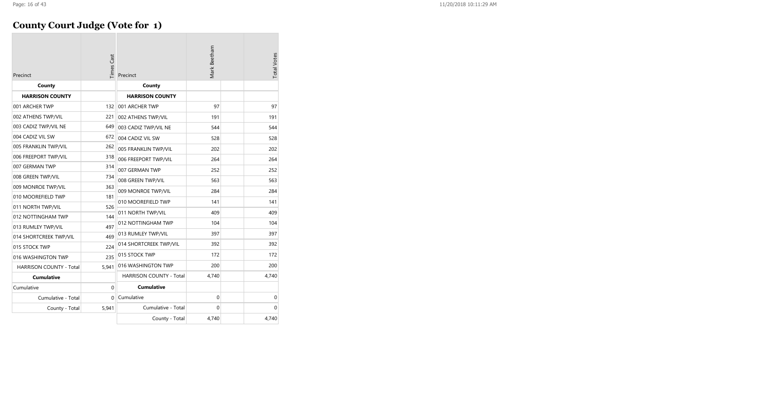# County Court Judge (Vote for 1)

| Precinct | Times Cast |
|---|---|
| **County** | |
| **HARRISON COUNTY** | |
| 001 ARCHER TWP | 132 |
| 002 ATHENS TWP/VIL | 221 |
| 003 CADIZ TWP/VIL NE | 649 |
| 004 CADIZ VIL SW | 672 |
| 005 FRANKLIN TWP/VIL | 262 |
| 006 FREEPORT TWP/VIL | 318 |
| 007 GERMAN TWP | 314 |
| 008 GREEN TWP/VIL | 734 |
| 009 MONROE TWP/VIL | 363 |
| 010 MOOREFIELD TWP | 181 |
| 011 NORTH TWP/VIL | 526 |
| 012 NOTTINGHAM TWP | 144 |
| 013 RUMLEY TWP/VIL | 497 |
| 014 SHORTCREEK TWP/VIL | 469 |
| 015 STOCK TWP | 224 |
| 016 WASHINGTON TWP | 235 |
| HARRISON COUNTY - Total | 5,941 |
| **Cumulative** | |
| Cumulative | 0 |
| Cumulative - Total | 0 |
| County - Total | 5,941 |

| Precinct | Mark Beetham | | Total Votes |
|---|---|---|---|
| **County** | | | |
| **HARRISON COUNTY** | | | |
| 001 ARCHER TWP | 97 | | 97 |
| 002 ATHENS TWP/VIL | 191 | | 191 |
| 003 CADIZ TWP/VIL NE | 544 | | 544 |
| 004 CADIZ VIL SW | 528 | | 528 |
| 005 FRANKLIN TWP/VIL | 202 | | 202 |
| 006 FREEPORT TWP/VIL | 264 | | 264 |
| 007 GERMAN TWP | 252 | | 252 |
| 008 GREEN TWP/VIL | 563 | | 563 |
| 009 MONROE TWP/VIL | 284 | | 284 |
| 010 MOOREFIELD TWP | 141 | | 141 |
| 011 NORTH TWP/VIL | 409 | | 409 |
| 012 NOTTINGHAM TWP | 104 | | 104 |
| 013 RUMLEY TWP/VIL | 397 | | 397 |
| 014 SHORTCREEK TWP/VIL | 392 | | 392 |
| 015 STOCK TWP | 172 | | 172 |
| 016 WASHINGTON TWP | 200 | | 200 |
| HARRISON COUNTY - Total | 4,740 | | 4,740 |
| **Cumulative** | | | |
| Cumulative | 0 | | 0 |
| Cumulative - Total | 0 | | 0 |
| County - Total | 4,740 | | 4,740 |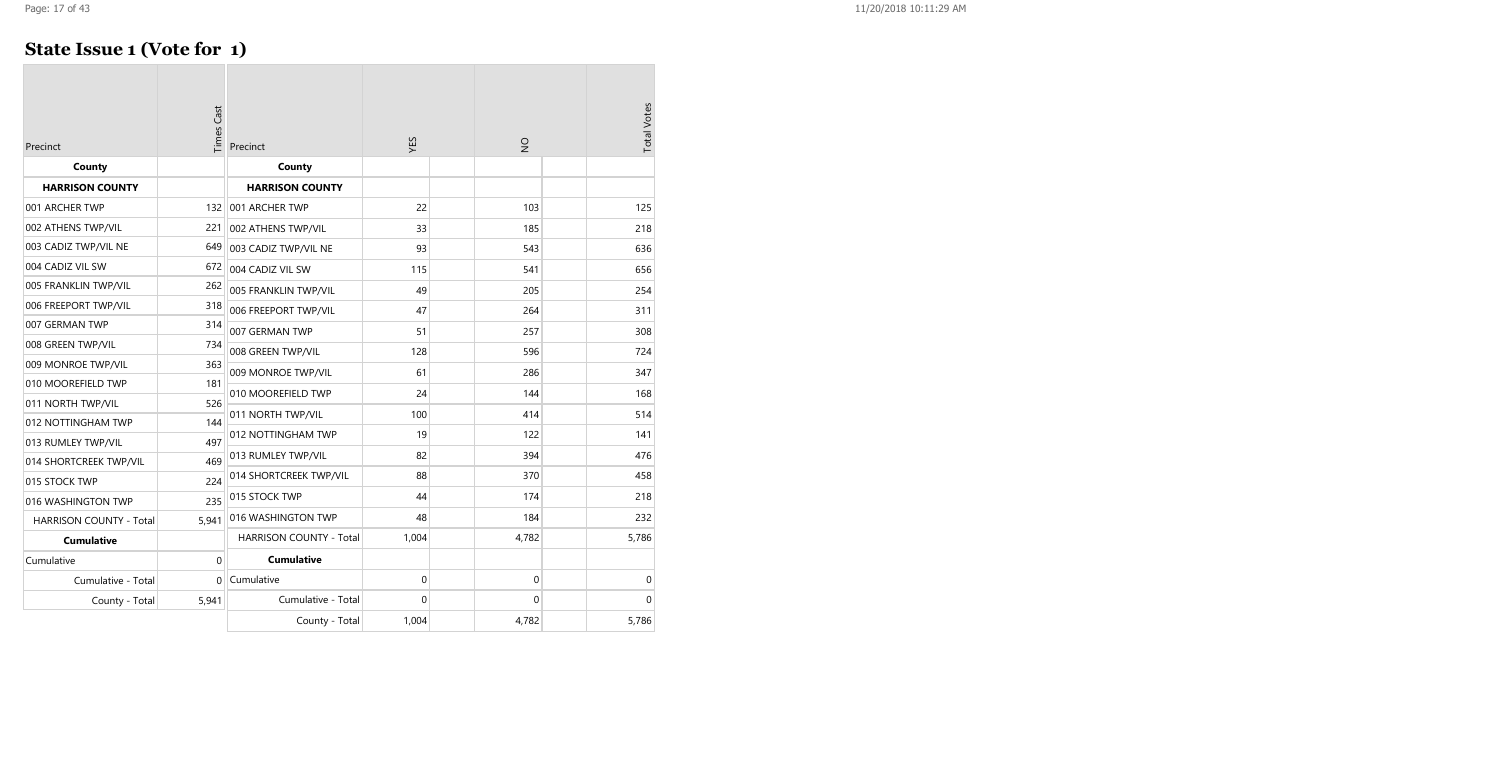## State Issue 1 (Vote for 1)

| Precinct | Times Cast |
|---|---|
| **County** | |
| **HARRISON COUNTY** | |
| 001 ARCHER TWP | 132 |
| 002 ATHENS TWP/VIL | 221 |
| 003 CADIZ TWP/VIL NE | 649 |
| 004 CADIZ VIL SW | 672 |
| 005 FRANKLIN TWP/VIL | 262 |
| 006 FREEPORT TWP/VIL | 318 |
| 007 GERMAN TWP | 314 |
| 008 GREEN TWP/VIL | 734 |
| 009 MONROE TWP/VIL | 363 |
| 010 MOOREFIELD TWP | 181 |
| 011 NORTH TWP/VIL | 526 |
| 012 NOTTINGHAM TWP | 144 |
| 013 RUMLEY TWP/VIL | 497 |
| 014 SHORTCREEK TWP/VIL | 469 |
| 015 STOCK TWP | 224 |
| 016 WASHINGTON TWP | 235 |
| HARRISON COUNTY - Total | 5,941 |
| **Cumulative** | |
| Cumulative | 0 |
| Cumulative - Total | 0 |
| County - Total | 5,941 |

| Precinct | YES | | NO | | Total Votes |
|---|---|---|---|---|---|
| **County** | | | | | |
| **HARRISON COUNTY** | | | | | |
| 001 ARCHER TWP | 22 | | 103 | | 125 |
| 002 ATHENS TWP/VIL | 33 | | 185 | | 218 |
| 003 CADIZ TWP/VIL NE | 93 | | 543 | | 636 |
| 004 CADIZ VIL SW | 115 | | 541 | | 656 |
| 005 FRANKLIN TWP/VIL | 49 | | 205 | | 254 |
| 006 FREEPORT TWP/VIL | 47 | | 264 | | 311 |
| 007 GERMAN TWP | 51 | | 257 | | 308 |
| 008 GREEN TWP/VIL | 128 | | 596 | | 724 |
| 009 MONROE TWP/VIL | 61 | | 286 | | 347 |
| 010 MOOREFIELD TWP | 24 | | 144 | | 168 |
| 011 NORTH TWP/VIL | 100 | | 414 | | 514 |
| 012 NOTTINGHAM TWP | 19 | | 122 | | 141 |
| 013 RUMLEY TWP/VIL | 82 | | 394 | | 476 |
| 014 SHORTCREEK TWP/VIL | 88 | | 370 | | 458 |
| 015 STOCK TWP | 44 | | 174 | | 218 |
| 016 WASHINGTON TWP | 48 | | 184 | | 232 |
| HARRISON COUNTY - Total | 1,004 | | 4,782 | | 5,786 |
| **Cumulative** | | | | | |
| Cumulative | 0 | | 0 | | 0 |
| Cumulative - Total | 0 | | 0 | | 0 |
| County - Total | 1,004 | | 4,782 | | 5,786 |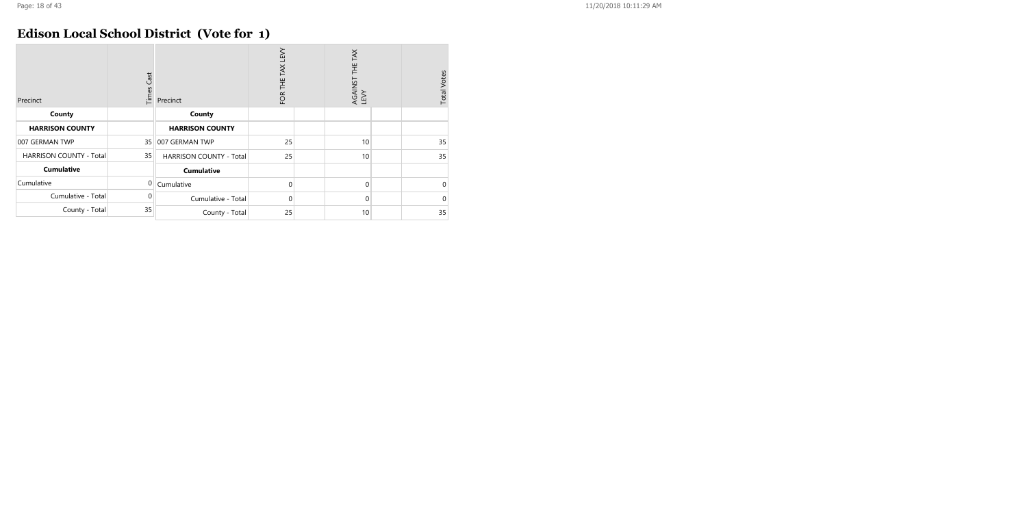## Edison Local School District (Vote for 1)

| Precinct | Times Cast | Precinct | FOR THE TAX LEVY | | AGAINST THE TAX LEVY | | Total Votes |
|---|---|---|---|---|---|---|---|
| **County** | | **County** | | | | | |
| **HARRISON COUNTY** | | **HARRISON COUNTY** | | | | | |
| 007 GERMAN TWP | 35 | 007 GERMAN TWP | 25 | | 10 | | 35 |
| HARRISON COUNTY - Total | 35 | HARRISON COUNTY - Total | 25 | | 10 | | 35 |
| **Cumulative** | | **Cumulative** | | | | | |
| Cumulative | 0 | Cumulative | 0 | | 0 | | 0 |
| Cumulative - Total | 0 | Cumulative - Total | 0 | | 0 | | 0 |
| County - Total | 35 | County - Total | 25 | | 10 | | 35 |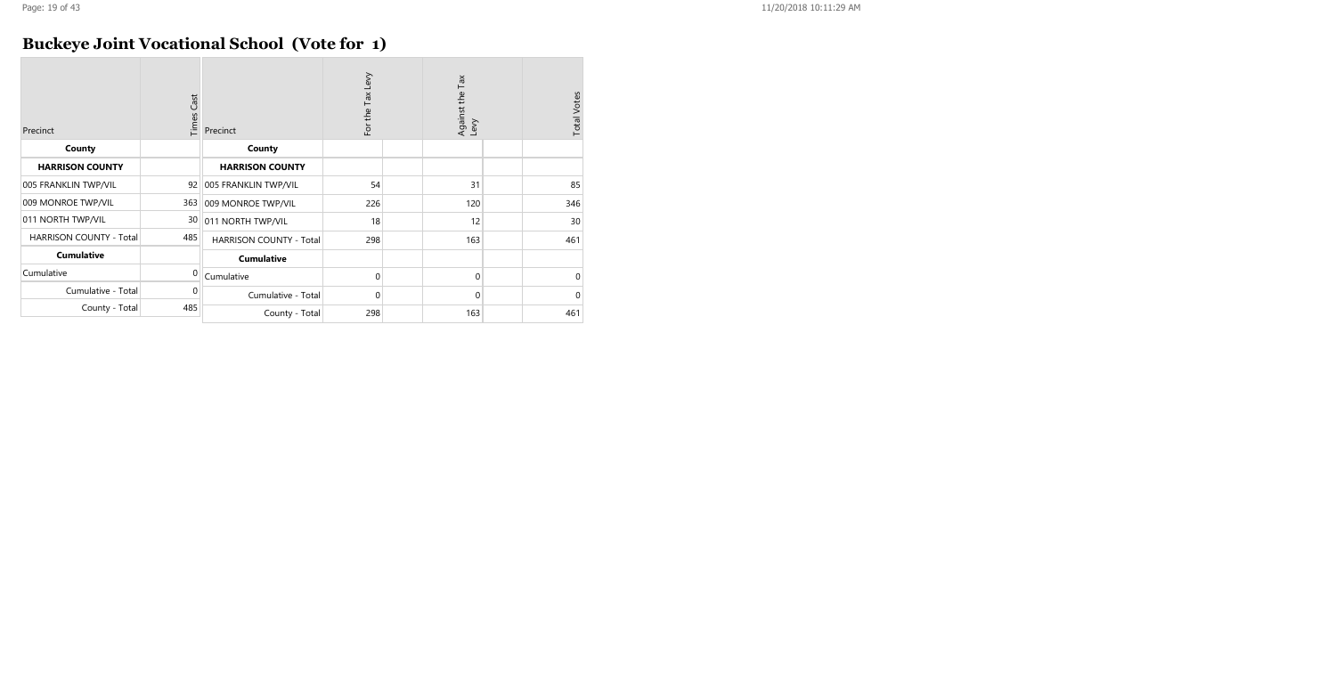## Buckeye Joint Vocational School (Vote for 1)

| Precinct | Times Cast | Precinct | For the Tax Levy | | Against the Tax Levy | | Total Votes |
|---|---|---|---|---|---|---|---|
| **County** | | **County** | | | | | |
| **HARRISON COUNTY** | | **HARRISON COUNTY** | | | | | |
| 005 FRANKLIN TWP/VIL | 92 | 005 FRANKLIN TWP/VIL | 54 | | 31 | | 85 |
| 009 MONROE TWP/VIL | 363 | 009 MONROE TWP/VIL | 226 | | 120 | | 346 |
| 011 NORTH TWP/VIL | 30 | 011 NORTH TWP/VIL | 18 | | 12 | | 30 |
| HARRISON COUNTY - Total | 485 | HARRISON COUNTY - Total | 298 | | 163 | | 461 |
| **Cumulative** | | **Cumulative** | | | | | |
| Cumulative | 0 | Cumulative | 0 | | 0 | | 0 |
| Cumulative - Total | 0 | Cumulative - Total | 0 | | 0 | | 0 |
| County - Total | 485 | County - Total | 298 | | 163 | | 461 |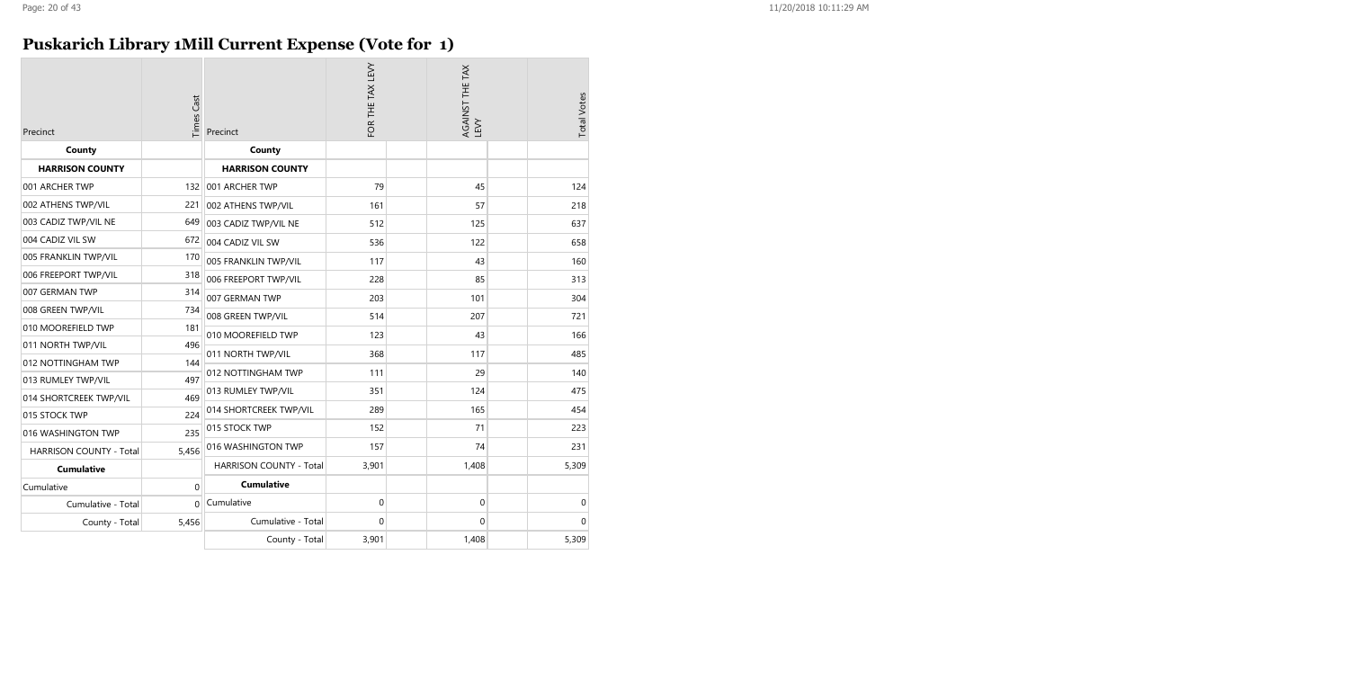# Puskarich Library 1Mill Current Expense (Vote for 1)

| Precinct | Times Cast |
|---|---|
| **County** | |
| **HARRISON COUNTY** | |
| 001 ARCHER TWP | 132 |
| 002 ATHENS TWP/VIL | 221 |
| 003 CADIZ TWP/VIL NE | 649 |
| 004 CADIZ VIL SW | 672 |
| 005 FRANKLIN TWP/VIL | 170 |
| 006 FREEPORT TWP/VIL | 318 |
| 007 GERMAN TWP | 314 |
| 008 GREEN TWP/VIL | 734 |
| 010 MOOREFIELD TWP | 181 |
| 011 NORTH TWP/VIL | 496 |
| 012 NOTTINGHAM TWP | 144 |
| 013 RUMLEY TWP/VIL | 497 |
| 014 SHORTCREEK TWP/VIL | 469 |
| 015 STOCK TWP | 224 |
| 016 WASHINGTON TWP | 235 |
| HARRISON COUNTY - Total | 5,456 |
| **Cumulative** | |
| Cumulative | 0 |
| Cumulative - Total | 0 |
| County - Total | 5,456 |

| Precinct | FOR THE TAX LEVY | | AGAINST THE TAX LEVY | | Total Votes |
|---|---|---|---|---|---|
| **County** | | | | | |
| **HARRISON COUNTY** | | | | | |
| 001 ARCHER TWP | 79 | | 45 | | 124 |
| 002 ATHENS TWP/VIL | 161 | | 57 | | 218 |
| 003 CADIZ TWP/VIL NE | 512 | | 125 | | 637 |
| 004 CADIZ VIL SW | 536 | | 122 | | 658 |
| 005 FRANKLIN TWP/VIL | 117 | | 43 | | 160 |
| 006 FREEPORT TWP/VIL | 228 | | 85 | | 313 |
| 007 GERMAN TWP | 203 | | 101 | | 304 |
| 008 GREEN TWP/VIL | 514 | | 207 | | 721 |
| 010 MOOREFIELD TWP | 123 | | 43 | | 166 |
| 011 NORTH TWP/VIL | 368 | | 117 | | 485 |
| 012 NOTTINGHAM TWP | 111 | | 29 | | 140 |
| 013 RUMLEY TWP/VIL | 351 | | 124 | | 475 |
| 014 SHORTCREEK TWP/VIL | 289 | | 165 | | 454 |
| 015 STOCK TWP | 152 | | 71 | | 223 |
| 016 WASHINGTON TWP | 157 | | 74 | | 231 |
| HARRISON COUNTY - Total | 3,901 | | 1,408 | | 5,309 |
| **Cumulative** | | | | | |
| Cumulative | 0 | | 0 | | 0 |
| Cumulative - Total | 0 | | 0 | | 0 |
| County - Total | 3,901 | | 1,408 | | 5,309 |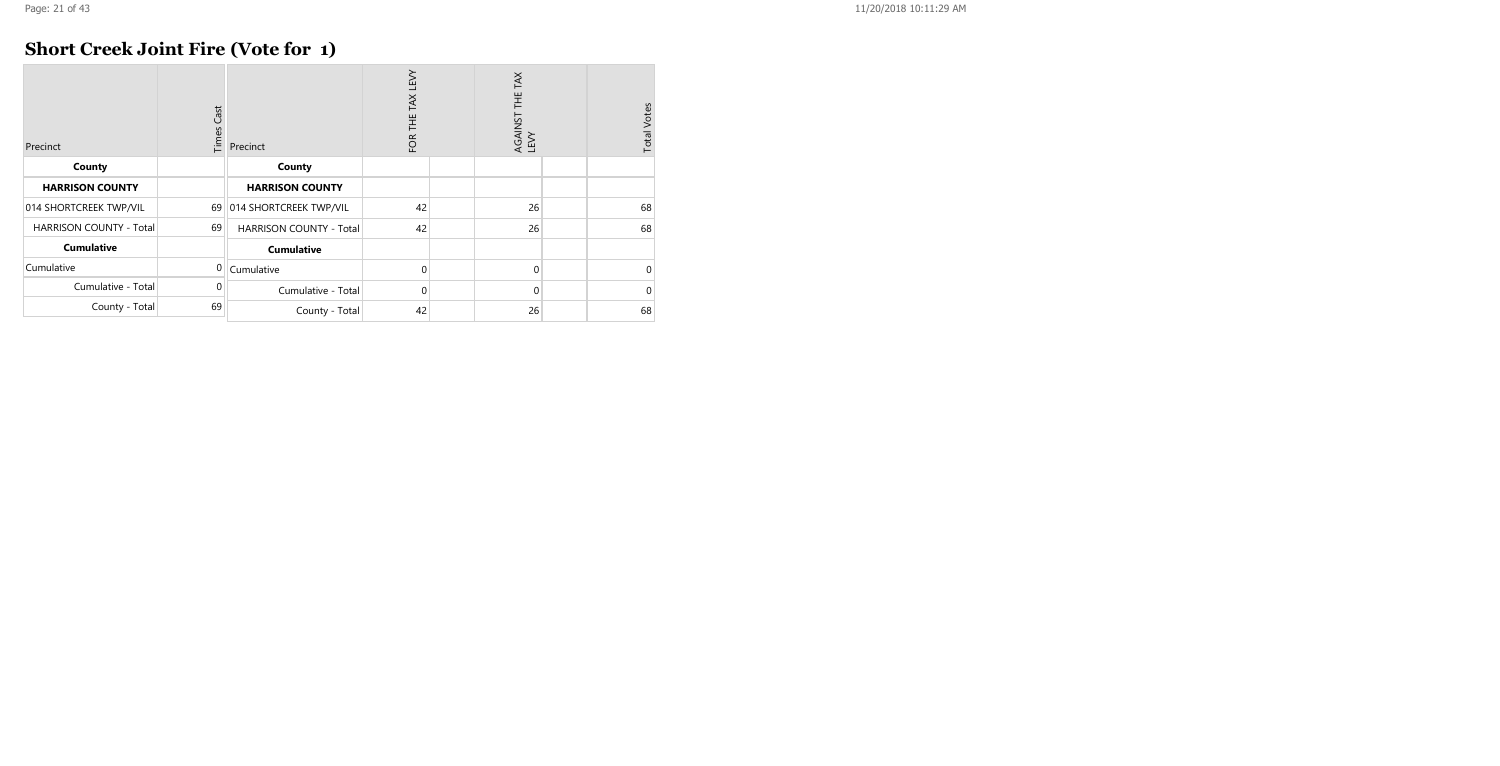## Short Creek Joint Fire (Vote for 1)

| Precinct | Times Cast |
|---|---|
| **County** | |
| **HARRISON COUNTY** | |
| 014 SHORTCREEK TWP/VIL | 69 |
| HARRISON COUNTY - Total | 69 |
| **Cumulative** | |
| Cumulative | 0 |
| Cumulative - Total | 0 |
| County - Total | 69 |

| Precinct | FOR THE TAX LEVY | | AGAINST THE TAX LEVY | | Total Votes |
|---|---|---|---|---|---|
| **County** | | | | | |
| **HARRISON COUNTY** | | | | | |
| 014 SHORTCREEK TWP/VIL | 42 | | 26 | | 68 |
| HARRISON COUNTY - Total | 42 | | 26 | | 68 |
| **Cumulative** | | | | | |
| Cumulative | 0 | | 0 | | 0 |
| Cumulative - Total | 0 | | 0 | | 0 |
| County - Total | 42 | | 26 | | 68 |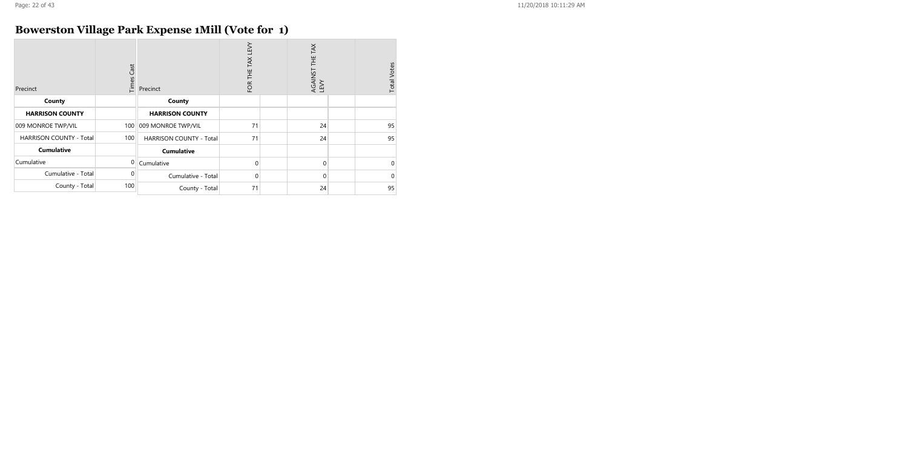# Bowerston Village Park Expense 1Mill (Vote for 1)

| Precinct | Times Cast | Precinct | FOR THE TAX LEVY | | AGAINST THE TAX LEVY | | Total Votes |
|---|---|---|---|---|---|---|---|
| **County** | | **County** | | | | | |
| **HARRISON COUNTY** | | **HARRISON COUNTY** | | | | | |
| 009 MONROE TWP/VIL | 100 | 009 MONROE TWP/VIL | 71 | | 24 | | 95 |
| HARRISON COUNTY - Total | 100 | HARRISON COUNTY - Total | 71 | | 24 | | 95 |
| **Cumulative** | | **Cumulative** | | | | | |
| Cumulative | 0 | Cumulative | 0 | | 0 | | 0 |
| Cumulative - Total | 0 | Cumulative - Total | 0 | | 0 | | 0 |
| County - Total | 100 | County - Total | 71 | | 24 | | 95 |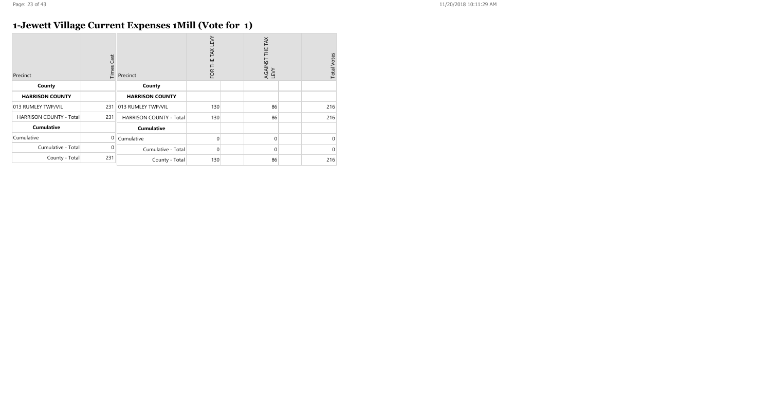# 1-Jewett Village Current Expenses 1Mill (Vote for 1)

| Precinct | Times Cast | Precinct | FOR THE TAX LEVY | | AGAINST THE TAX LEVY | | Total Votes |
|---|---|---|---|---|---|---|---|
| **County** | | **County** | | | | | |
| **HARRISON COUNTY** | | **HARRISON COUNTY** | | | | | |
| 013 RUMLEY TWP/VIL | 231 | 013 RUMLEY TWP/VIL | 130 | | 86 | | 216 |
| HARRISON COUNTY - Total | 231 | HARRISON COUNTY - Total | 130 | | 86 | | 216 |
| **Cumulative** | | **Cumulative** | | | | | |
| Cumulative | 0 | Cumulative | 0 | | 0 | | 0 |
| Cumulative - Total | 0 | Cumulative - Total | 0 | | 0 | | 0 |
| County - Total | 231 | County - Total | 130 | | 86 | | 216 |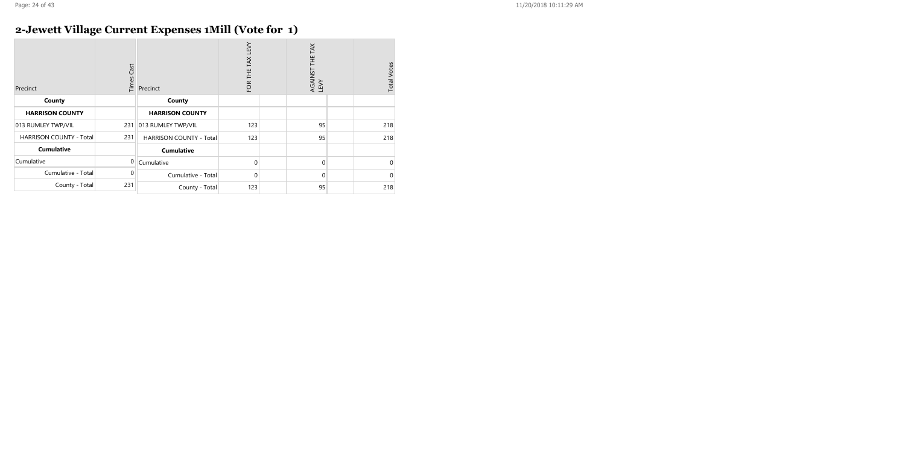## 2-Jewett Village Current Expenses 1Mill (Vote for 1)

| Precinct | Times Cast | Precinct | FOR THE TAX LEVY | | AGAINST THE TAX LEVY | | Total Votes |
|---|---|---|---|---|---|---|---|
| **County** | | **County** | | | | | |
| **HARRISON COUNTY** | | **HARRISON COUNTY** | | | | | |
| 013 RUMLEY TWP/VIL | 231 | 013 RUMLEY TWP/VIL | 123 | | 95 | | 218 |
| HARRISON COUNTY - Total | 231 | HARRISON COUNTY - Total | 123 | | 95 | | 218 |
| **Cumulative** | | **Cumulative** | | | | | |
| Cumulative | 0 | Cumulative | 0 | | 0 | | 0 |
| Cumulative - Total | 0 | Cumulative - Total | 0 | | 0 | | 0 |
| County - Total | 231 | County - Total | 123 | | 95 | | 218 |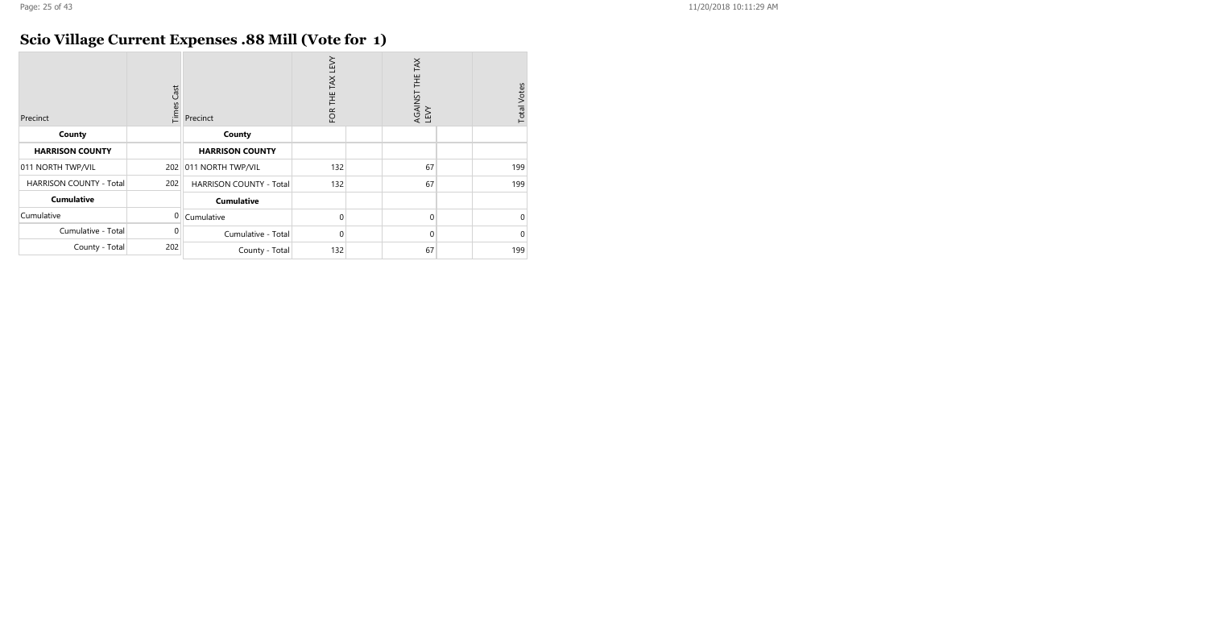## Scio Village Current Expenses .88 Mill (Vote for 1)

| Precinct | Times Cast | Precinct | FOR THE TAX LEVY | | AGAINST THE TAX LEVY | | Total Votes |
|---|---|---|---|---|---|---|---|
| **County** | | **County** | | | | | |
| **HARRISON COUNTY** | | **HARRISON COUNTY** | | | | | |
| 011 NORTH TWP/VIL | 202 | 011 NORTH TWP/VIL | 132 | | 67 | | 199 |
| HARRISON COUNTY - Total | 202 | HARRISON COUNTY - Total | 132 | | 67 | | 199 |
| **Cumulative** | | **Cumulative** | | | | | |
| Cumulative | 0 | Cumulative | 0 | | 0 | | 0 |
| Cumulative - Total | 0 | Cumulative - Total | 0 | | 0 | | 0 |
| County - Total | 202 | County - Total | 132 | | 67 | | 199 |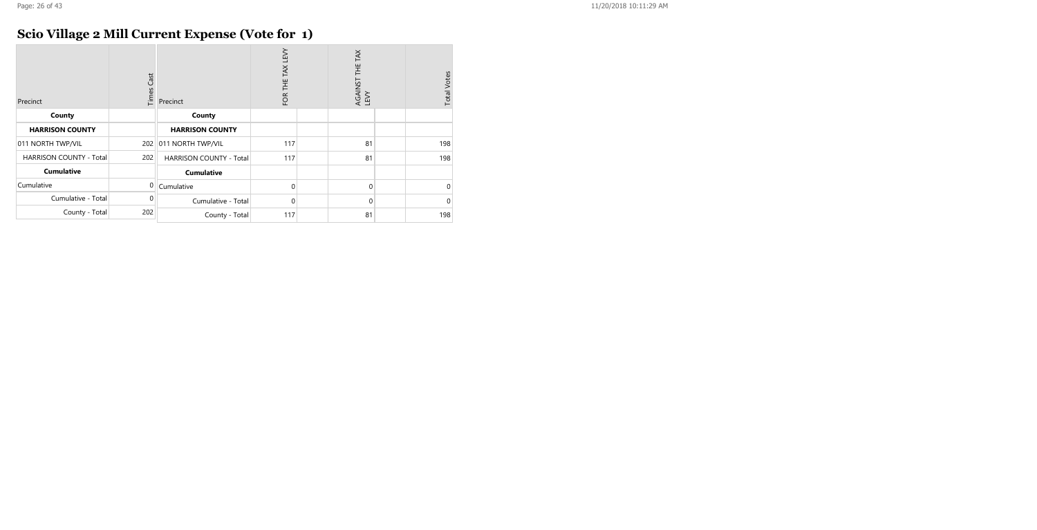## Scio Village 2 Mill Current Expense (Vote for 1)

| Precinct | Times Cast | Precinct | FOR THE TAX LEVY | | AGAINST THE TAX LEVY | | Total Votes |
|---|---|---|---|---|---|---|---|
| **County** | | **County** | | | | | |
| **HARRISON COUNTY** | | **HARRISON COUNTY** | | | | | |
| 011 NORTH TWP/VIL | 202 | 011 NORTH TWP/VIL | 117 | | 81 | | 198 |
| HARRISON COUNTY - Total | 202 | HARRISON COUNTY - Total | 117 | | 81 | | 198 |
| **Cumulative** | | **Cumulative** | | | | | |
| Cumulative | 0 | Cumulative | 0 | | 0 | | 0 |
| Cumulative - Total | 0 | Cumulative - Total | 0 | | 0 | | 0 |
| County - Total | 202 | County - Total | 117 | | 81 | | 198 |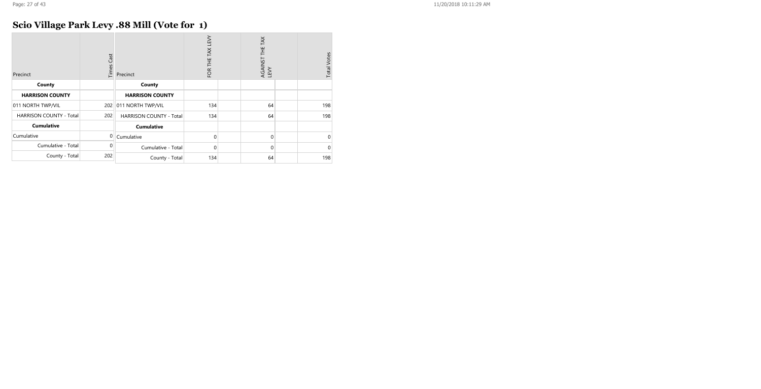## Scio Village Park Levy .88 Mill (Vote for 1)

| Precinct | Times Cast | Precinct | FOR THE TAX LEVY | | AGAINST THE TAX LEVY | | Total Votes |
|---|---|---|---|---|---|---|---|
| **County** | | **County** | | | | | |
| **HARRISON COUNTY** | | **HARRISON COUNTY** | | | | | |
| 011 NORTH TWP/VIL | 202 | 011 NORTH TWP/VIL | 134 | | 64 | | 198 |
| HARRISON COUNTY - Total | 202 | HARRISON COUNTY - Total | 134 | | 64 | | 198 |
| **Cumulative** | | **Cumulative** | | | | | |
| Cumulative | 0 | Cumulative | 0 | | 0 | | 0 |
| Cumulative - Total | 0 | Cumulative - Total | 0 | | 0 | | 0 |
| County - Total | 202 | County - Total | 134 | | 64 | | 198 |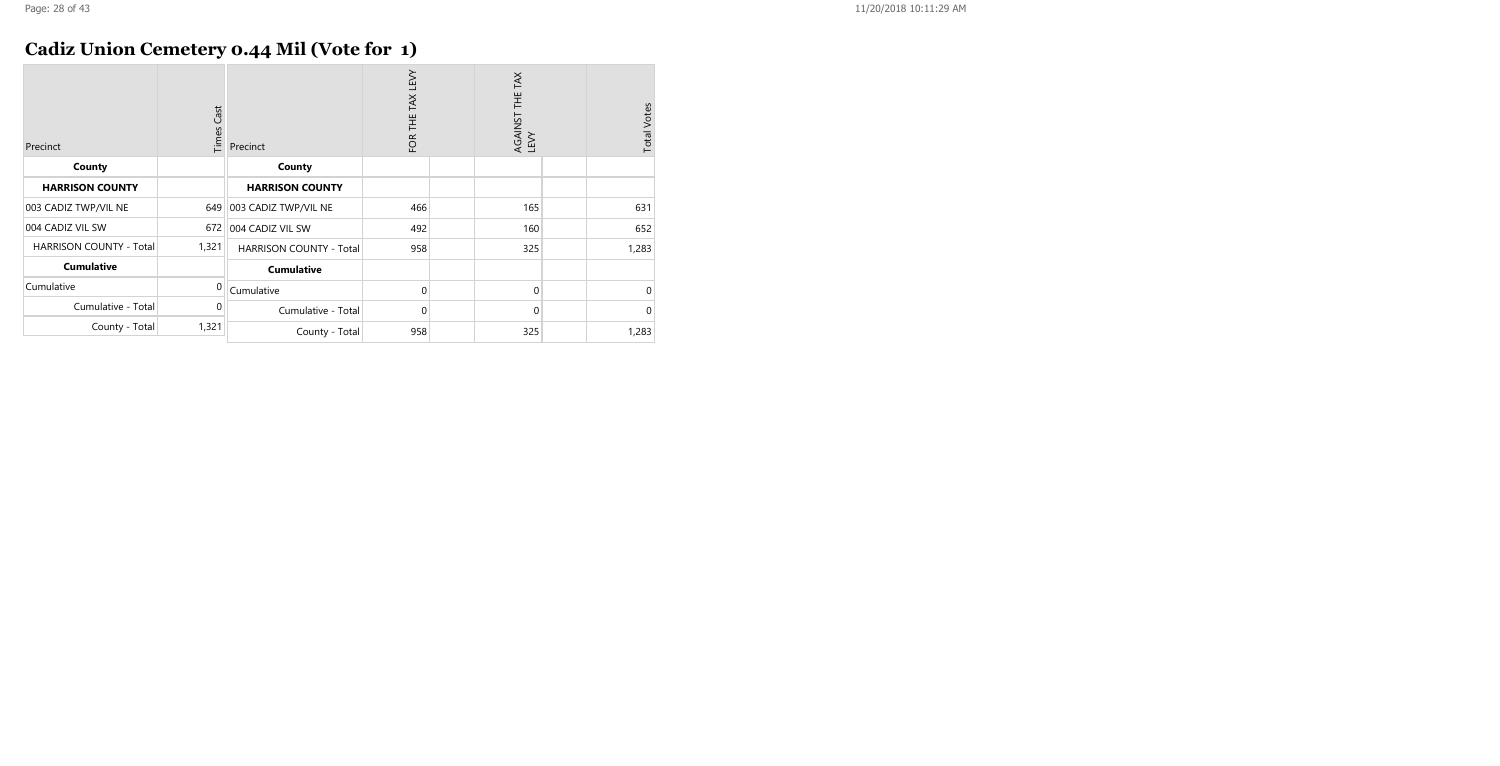## Cadiz Union Cemetery 0.44 Mil (Vote for 1)

| Precinct | Times Cast | Precinct | FOR THE TAX LEVY | AGAINST THE TAX LEVY | Total Votes |
|---|---|---|---|---|---|
| **County** | | **County** | | | |
| **HARRISON COUNTY** | | **HARRISON COUNTY** | | | |
| 003 CADIZ TWP/VIL NE | 649 | 003 CADIZ TWP/VIL NE | 466 | 165 | 631 |
| 004 CADIZ VIL SW | 672 | 004 CADIZ VIL SW | 492 | 160 | 652 |
| HARRISON COUNTY - Total | 1,321 | HARRISON COUNTY - Total | 958 | 325 | 1,283 |
| **Cumulative** | | **Cumulative** | | | |
| Cumulative | 0 | Cumulative | 0 | 0 | 0 |
| Cumulative - Total | 0 | Cumulative - Total | 0 | 0 | 0 |
| County - Total | 1,321 | County - Total | 958 | 325 | 1,283 |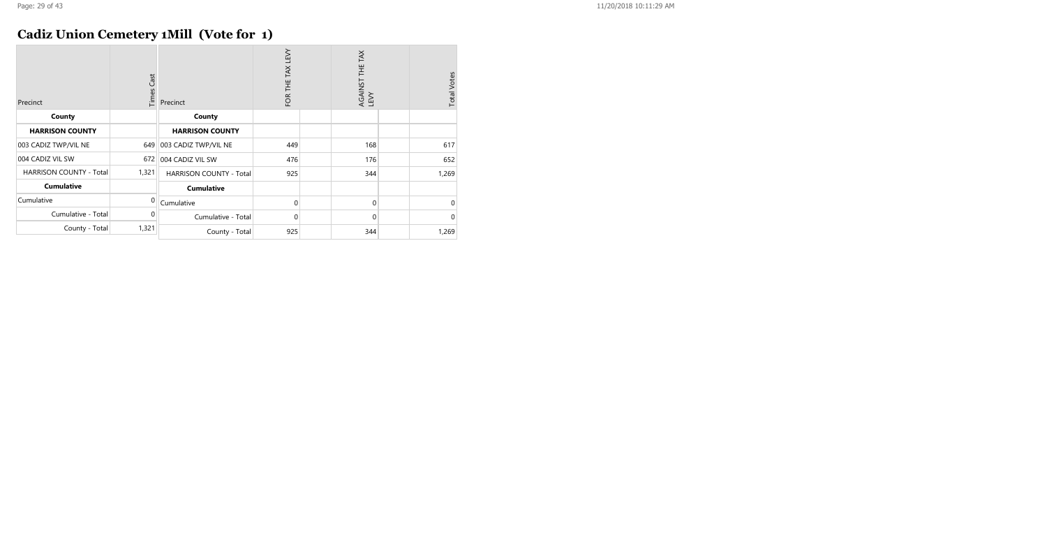## Cadiz Union Cemetery 1Mill (Vote for 1)

| Precinct | Times Cast | Precinct | FOR THE TAX LEVY | | AGAINST THE TAX LEVY | | Total Votes |
|---|---|---|---|---|---|---|---|
| **County** | | **County** | | | | | |
| **HARRISON COUNTY** | | **HARRISON COUNTY** | | | | | |
| 003 CADIZ TWP/VIL NE | 649 | 003 CADIZ TWP/VIL NE | 449 | | 168 | | 617 |
| 004 CADIZ VIL SW | 672 | 004 CADIZ VIL SW | 476 | | 176 | | 652 |
| HARRISON COUNTY - Total | 1,321 | HARRISON COUNTY - Total | 925 | | 344 | | 1,269 |
| **Cumulative** | | **Cumulative** | | | | | |
| Cumulative | 0 | Cumulative | 0 | | 0 | | 0 |
| Cumulative - Total | 0 | Cumulative - Total | 0 | | 0 | | 0 |
| County - Total | 1,321 | County - Total | 925 | | 344 | | 1,269 |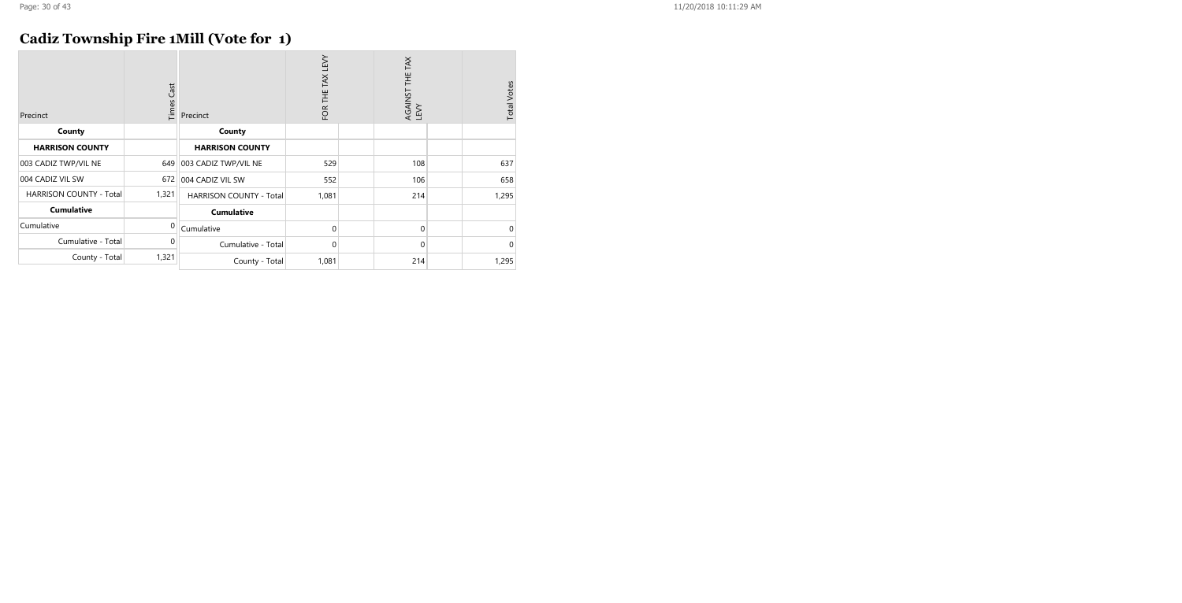# Cadiz Township Fire 1Mill (Vote for 1)

| Precinct | Times Cast | Precinct | FOR THE TAX LEVY | | AGAINST THE TAX LEVY | | Total Votes |
|---|---|---|---|---|---|---|---|
| **County** | | **County** | | | | | |
| **HARRISON COUNTY** | | **HARRISON COUNTY** | | | | | |
| 003 CADIZ TWP/VIL NE | 649 | 003 CADIZ TWP/VIL NE | 529 | | 108 | | 637 |
| 004 CADIZ VIL SW | 672 | 004 CADIZ VIL SW | 552 | | 106 | | 658 |
| HARRISON COUNTY - Total | 1,321 | HARRISON COUNTY - Total | 1,081 | | 214 | | 1,295 |
| **Cumulative** | | **Cumulative** | | | | | |
| Cumulative | 0 | Cumulative | 0 | | 0 | | 0 |
| Cumulative - Total | 0 | Cumulative - Total | 0 | | 0 | | 0 |
| County - Total | 1,321 | County - Total | 1,081 | | 214 | | 1,295 |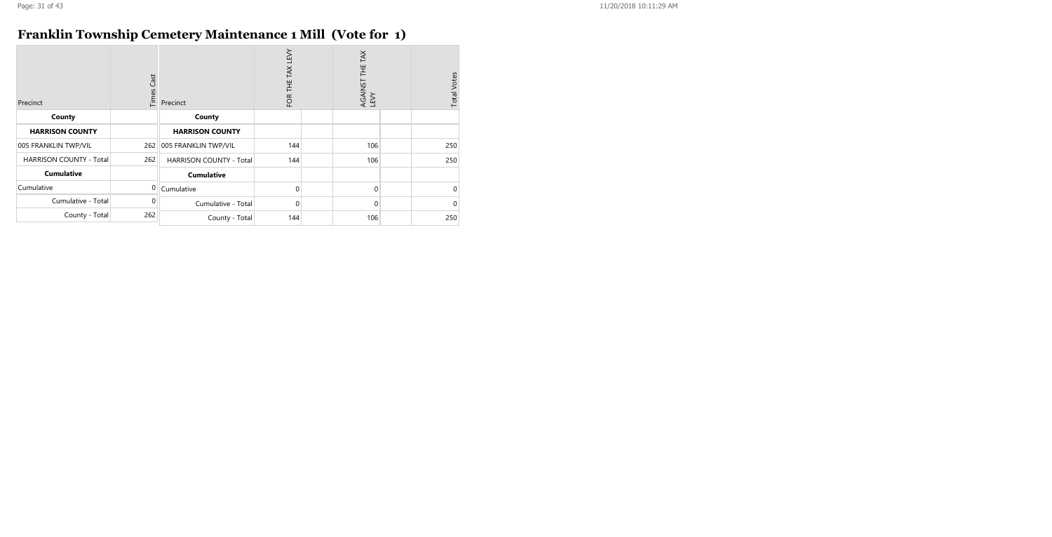# Franklin Township Cemetery Maintenance 1 Mill (Vote for 1)

| Precinct | Times Cast | Precinct | FOR THE TAX LEVY | | AGAINST THE TAX LEVY | | Total Votes |
|---|---|---|---|---|---|---|---|
| **County** | | **County** | | | | | |
| **HARRISON COUNTY** | | **HARRISON COUNTY** | | | | | |
| 005 FRANKLIN TWP/VIL | 262 | 005 FRANKLIN TWP/VIL | 144 | | 106 | | 250 |
| HARRISON COUNTY - Total | 262 | HARRISON COUNTY - Total | 144 | | 106 | | 250 |
| **Cumulative** | | **Cumulative** | | | | | |
| Cumulative | 0 | Cumulative | 0 | | 0 | | 0 |
| Cumulative - Total | 0 | Cumulative - Total | 0 | | 0 | | 0 |
| County - Total | 262 | County - Total | 144 | | 106 | | 250 |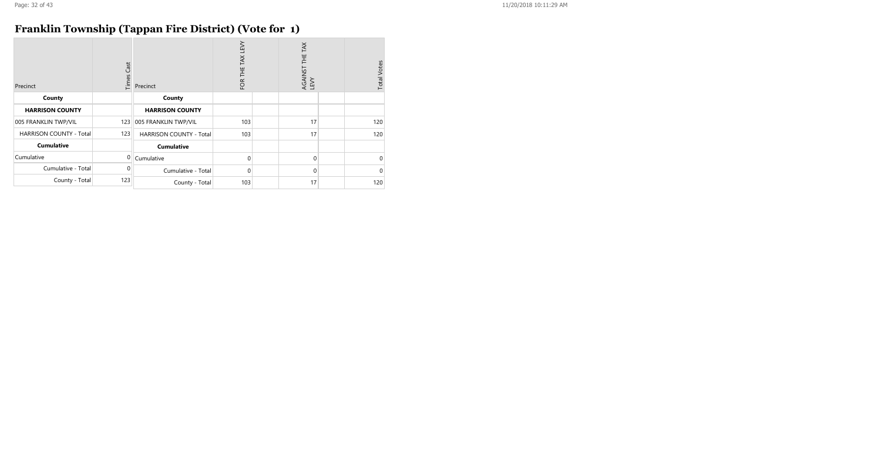## Franklin Township (Tappan Fire District) (Vote for 1)

| Precinct | Times Cast | Precinct | FOR THE TAX LEVY | | AGAINST THE TAX LEVY | | Total Votes |
|---|---|---|---|---|---|---|---|
| **County** | | **County** | | | | | |
| **HARRISON COUNTY** | | **HARRISON COUNTY** | | | | | |
| 005 FRANKLIN TWP/VIL | 123 | 005 FRANKLIN TWP/VIL | 103 | | 17 | | 120 |
| HARRISON COUNTY - Total | 123 | HARRISON COUNTY - Total | 103 | | 17 | | 120 |
| **Cumulative** | | **Cumulative** | | | | | |
| Cumulative | 0 | Cumulative | 0 | | 0 | | 0 |
| Cumulative - Total | 0 | Cumulative - Total | 0 | | 0 | | 0 |
| County - Total | 123 | County - Total | 103 | | 17 | | 120 |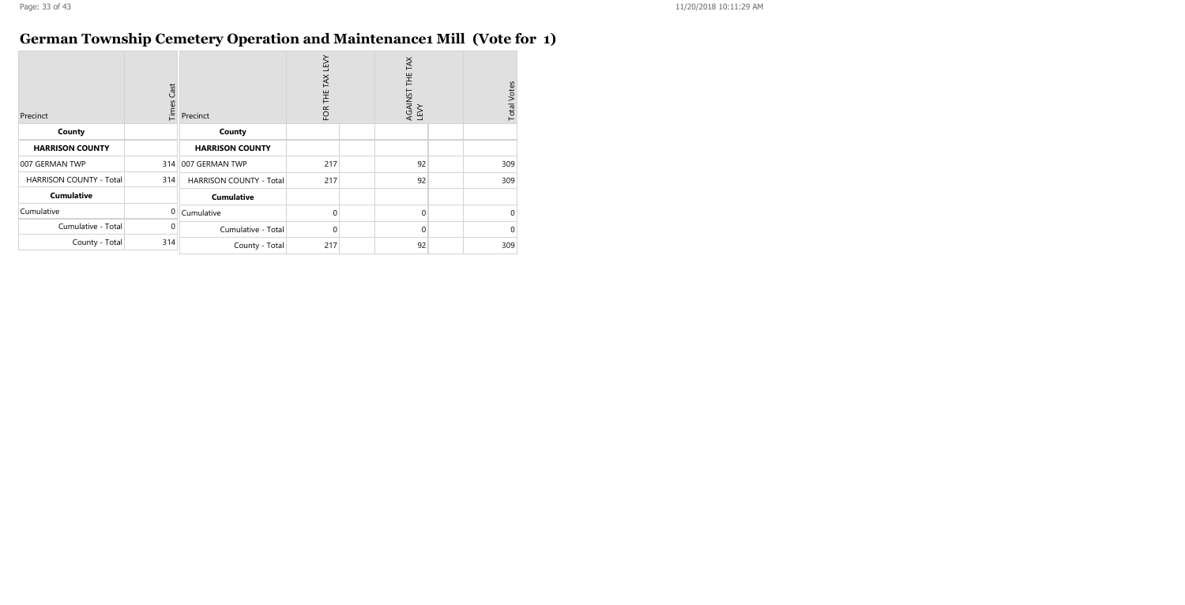# German Township Cemetery Operation and Maintenance1 Mill (Vote for 1)

| Precinct | Times Cast | Precinct | FOR THE TAX LEVY | | AGAINST THE TAX LEVY | | Total Votes |
|---|---|---|---|---|---|---|---|
| **County** | | **County** | | | | | |
| **HARRISON COUNTY** | | **HARRISON COUNTY** | | | | | |
| 007 GERMAN TWP | 314 | 007 GERMAN TWP | 217 | | 92 | | 309 |
| HARRISON COUNTY - Total | 314 | HARRISON COUNTY - Total | 217 | | 92 | | 309 |
| **Cumulative** | | **Cumulative** | | | | | |
| Cumulative | 0 | Cumulative | 0 | | 0 | | 0 |
| Cumulative - Total | 0 | Cumulative - Total | 0 | | 0 | | 0 |
| County - Total | 314 | County - Total | 217 | | 92 | | 309 |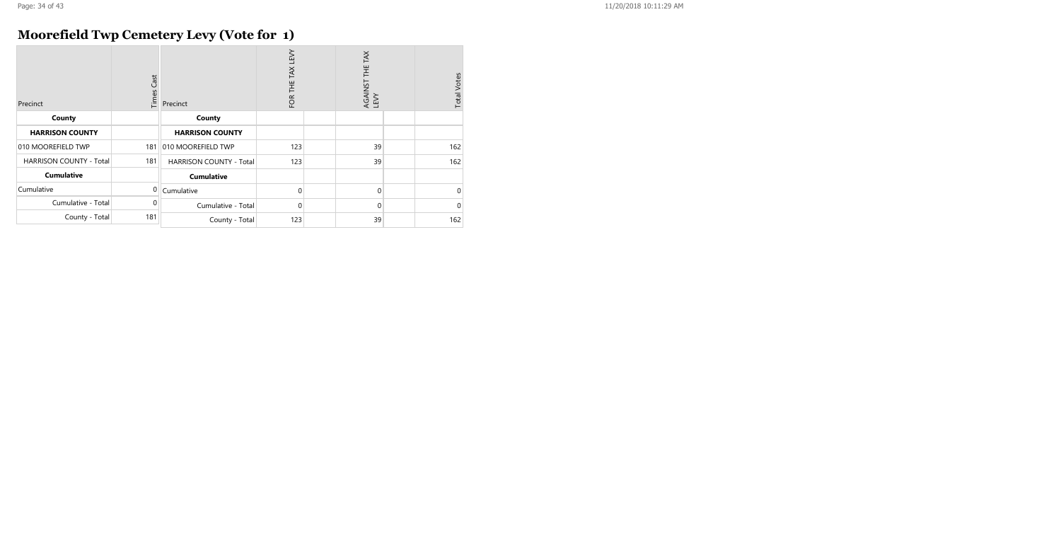## Moorefield Twp Cemetery Levy (Vote for 1)

| Precinct | Times Cast | Precinct | FOR THE TAX LEVY | | AGAINST THE TAX LEVY | | Total Votes |
|---|---|---|---|---|---|---|---|
| **County** | | **County** | | | | | |
| **HARRISON COUNTY** | | **HARRISON COUNTY** | | | | | |
| 010 MOOREFIELD TWP | 181 | 010 MOOREFIELD TWP | 123 | | 39 | | 162 |
| HARRISON COUNTY - Total | 181 | HARRISON COUNTY - Total | 123 | | 39 | | 162 |
| **Cumulative** | | **Cumulative** | | | | | |
| Cumulative | 0 | Cumulative | 0 | | 0 | | 0 |
| Cumulative - Total | 0 | Cumulative - Total | 0 | | 0 | | 0 |
| County - Total | 181 | County - Total | 123 | | 39 | | 162 |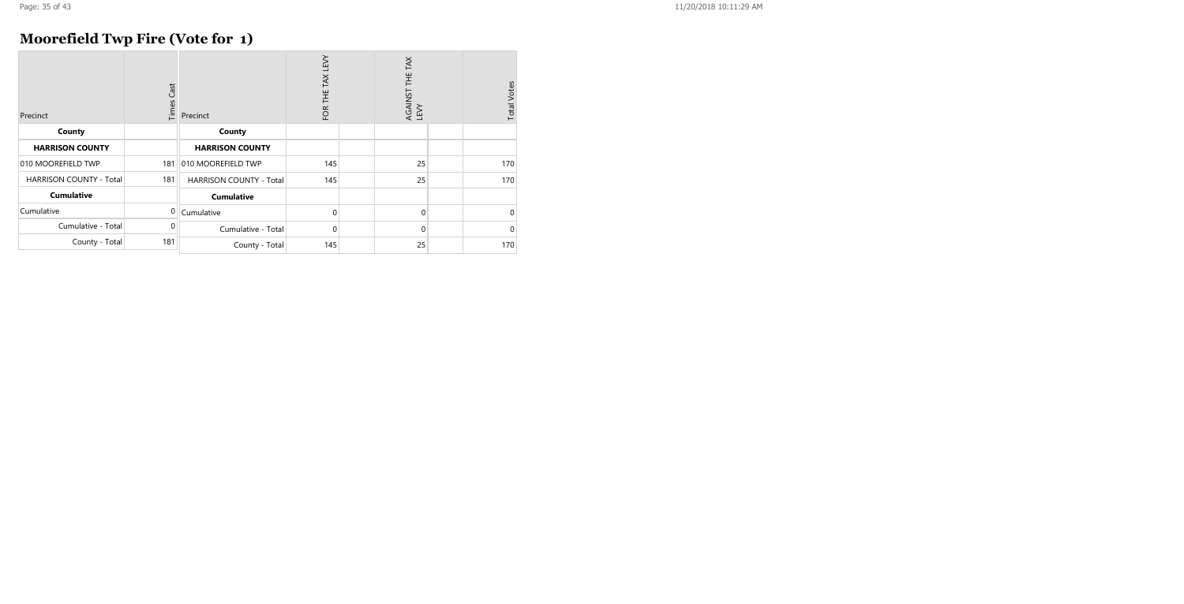## Moorefield Twp Fire (Vote for 1)

| Precinct | Times Cast |
|---|---|
| **County** | |
| **HARRISON COUNTY** | |
| 010 MOOREFIELD TWP | 181 |
| HARRISON COUNTY - Total | 181 |
| **Cumulative** | |
| Cumulative | 0 |
| Cumulative - Total | 0 |
| County - Total | 181 |

| Precinct | FOR THE TAX LEVY | | AGAINST THE TAX LEVY | | Total Votes |
|---|---|---|---|---|---|
| **County** | | | | | |
| **HARRISON COUNTY** | | | | | |
| 010 MOOREFIELD TWP | 145 | | 25 | | 170 |
| HARRISON COUNTY - Total | 145 | | 25 | | 170 |
| **Cumulative** | | | | | |
| Cumulative | 0 | | 0 | | 0 |
| Cumulative - Total | 0 | | 0 | | 0 |
| County - Total | 145 | | 25 | | 170 |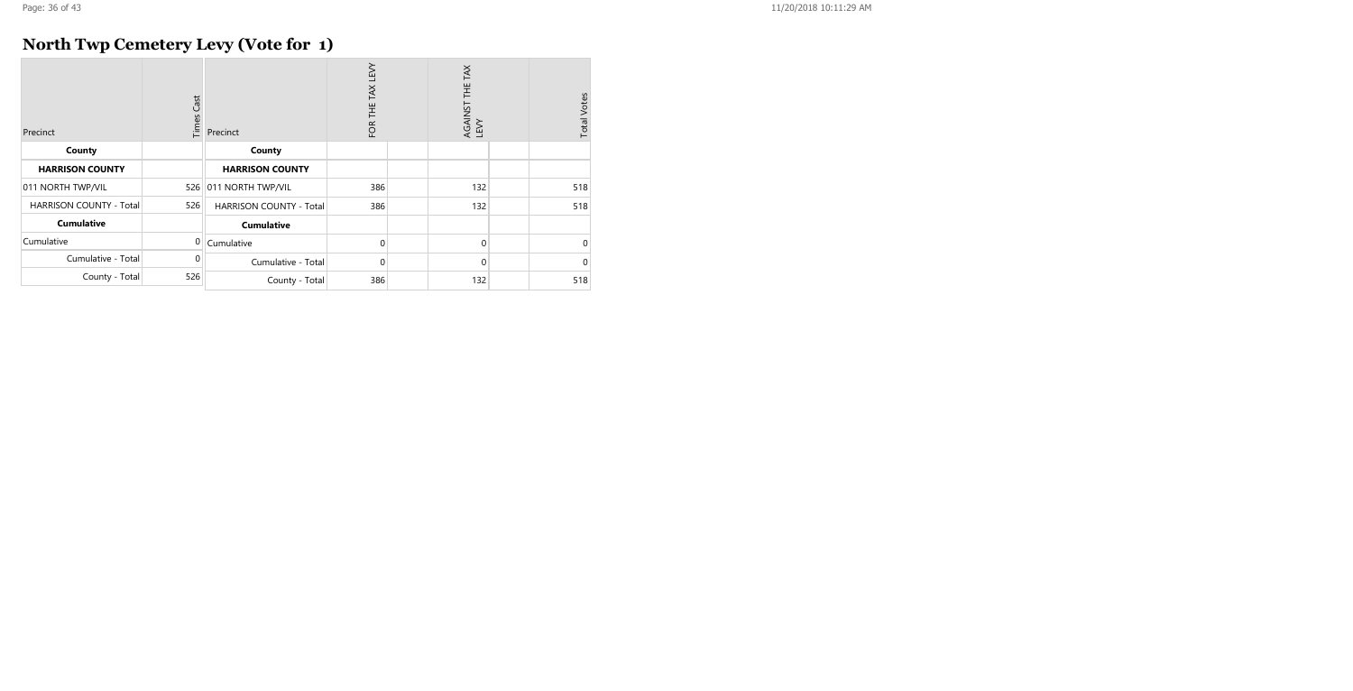# North Twp Cemetery Levy (Vote for 1)

| Precinct | Times Cast | Precinct | FOR THE TAX LEVY | | AGAINST THE TAX LEVY | | Total Votes |
|---|---|---|---|---|---|---|---|
| **County** | | **County** | | | | | |
| **HARRISON COUNTY** | | **HARRISON COUNTY** | | | | | |
| 011 NORTH TWP/VIL | 526 | 011 NORTH TWP/VIL | 386 | | 132 | | 518 |
| HARRISON COUNTY - Total | 526 | HARRISON COUNTY - Total | 386 | | 132 | | 518 |
| **Cumulative** | | **Cumulative** | | | | | |
| Cumulative | 0 | Cumulative | 0 | | 0 | | 0 |
| Cumulative - Total | 0 | Cumulative - Total | 0 | | 0 | | 0 |
| County - Total | 526 | County - Total | 386 | | 132 | | 518 |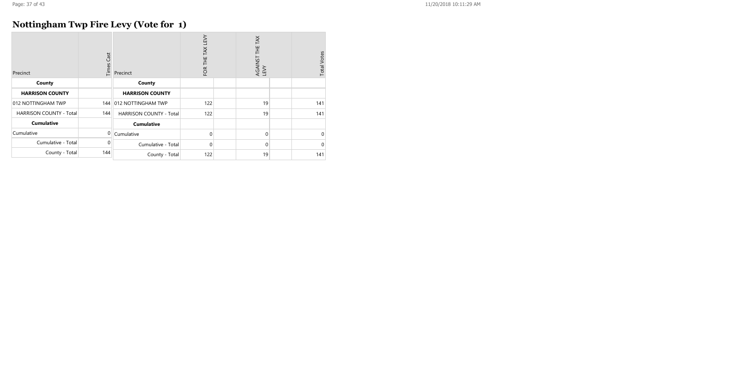# Nottingham Twp Fire Levy (Vote for 1)

| Precinct | Times Cast | Precinct | FOR THE TAX LEVY | | AGAINST THE TAX LEVY | | Total Votes |
|---|---|---|---|---|---|---|---|
| **County** | | **County** | | | | | |
| **HARRISON COUNTY** | | **HARRISON COUNTY** | | | | | |
| 012 NOTTINGHAM TWP | 144 | 012 NOTTINGHAM TWP | 122 | | 19 | | 141 |
| HARRISON COUNTY - Total | 144 | HARRISON COUNTY - Total | 122 | | 19 | | 141 |
| **Cumulative** | | **Cumulative** | | | | | |
| Cumulative | 0 | Cumulative | 0 | | 0 | | 0 |
| Cumulative - Total | 0 | Cumulative - Total | 0 | | 0 | | 0 |
| County - Total | 144 | County - Total | 122 | | 19 | | 141 |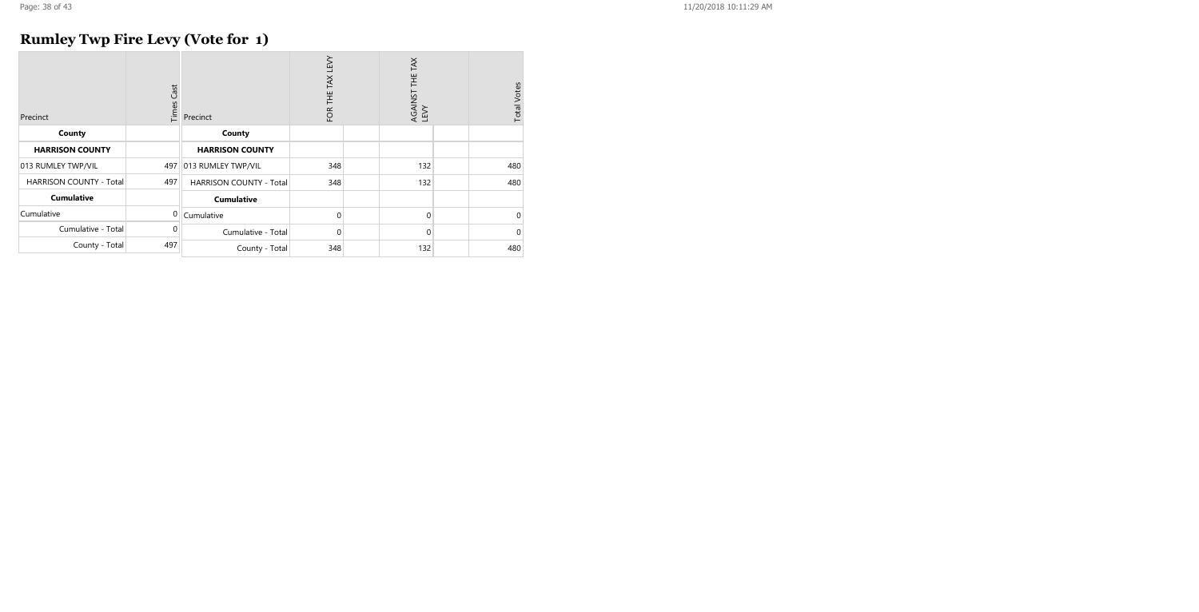# Rumley Twp Fire Levy (Vote for 1)

| Precinct | Times Cast |
|---|---|
| **County** | |
| **HARRISON COUNTY** | |
| 013 RUMLEY TWP/VIL | 497 |
| HARRISON COUNTY - Total | 497 |
| **Cumulative** | |
| Cumulative | 0 |
| Cumulative - Total | 0 |
| County - Total | 497 |

| Precinct | FOR THE TAX LEVY | | AGAINST THE TAX LEVY | | Total Votes |
|---|---|---|---|---|---|
| **County** | | | | | |
| **HARRISON COUNTY** | | | | | |
| 013 RUMLEY TWP/VIL | 348 | | 132 | | 480 |
| HARRISON COUNTY - Total | 348 | | 132 | | 480 |
| **Cumulative** | | | | | |
| Cumulative | 0 | | 0 | | 0 |
| Cumulative - Total | 0 | | 0 | | 0 |
| County - Total | 348 | | 132 | | 480 |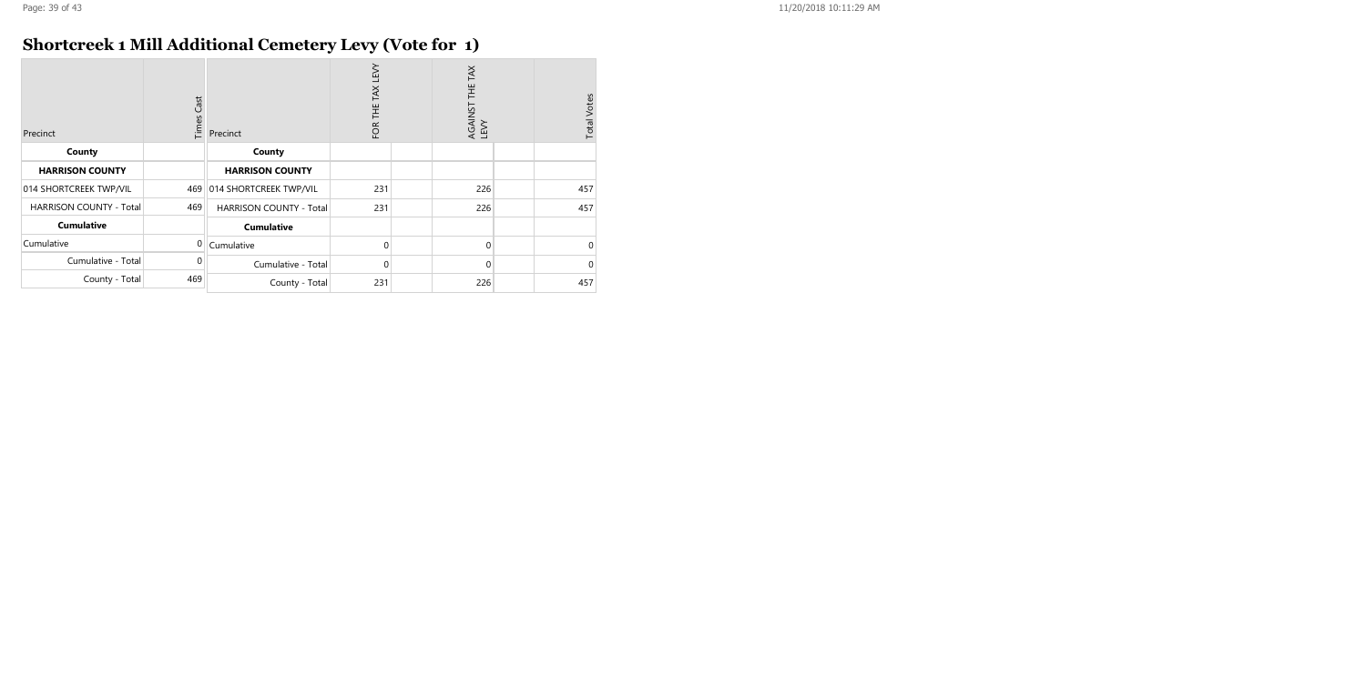## Shortcreek 1 Mill Additional Cemetery Levy (Vote for 1)

| Precinct | Times Cast | Precinct | FOR THE TAX LEVY | AGAINST THE TAX LEVY | Total Votes |
|---|---|---|---|---|---|
| **County** | | **County** | | | |
| **HARRISON COUNTY** | | **HARRISON COUNTY** | | | |
| 014 SHORTCREEK TWP/VIL | 469 | 014 SHORTCREEK TWP/VIL | 231 | 226 | 457 |
| HARRISON COUNTY - Total | 469 | HARRISON COUNTY - Total | 231 | 226 | 457 |
| **Cumulative** | | **Cumulative** | | | |
| Cumulative | 0 | Cumulative | 0 | 0 | 0 |
| Cumulative - Total | 0 | Cumulative - Total | 0 | 0 | 0 |
| County - Total | 469 | County - Total | 231 | 226 | 457 |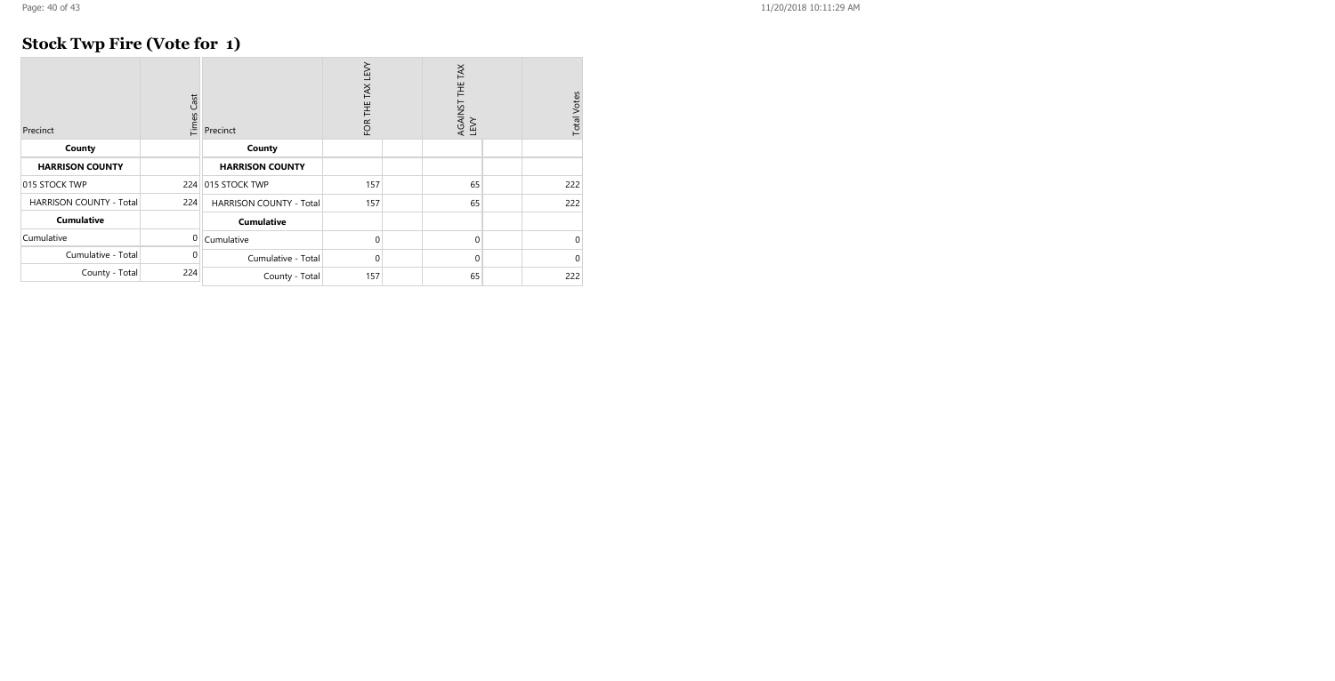## Stock Twp Fire (Vote for 1)

| Precinct | Times Cast | Precinct | FOR THE TAX LEVY | | AGAINST THE TAX LEVY | | Total Votes |
|---|---|---|---|---|---|---|---|
| **County** | | **County** | | | | | |
| **HARRISON COUNTY** | | **HARRISON COUNTY** | | | | | |
| 015 STOCK TWP | 224 | 015 STOCK TWP | 157 | | 65 | | 222 |
| HARRISON COUNTY - Total | 224 | HARRISON COUNTY - Total | 157 | | 65 | | 222 |
| **Cumulative** | | **Cumulative** | | | | | |
| Cumulative | 0 | Cumulative | 0 | | 0 | | 0 |
| Cumulative - Total | 0 | Cumulative - Total | 0 | | 0 | | 0 |
| County - Total | 224 | County - Total | 157 | | 65 | | 222 |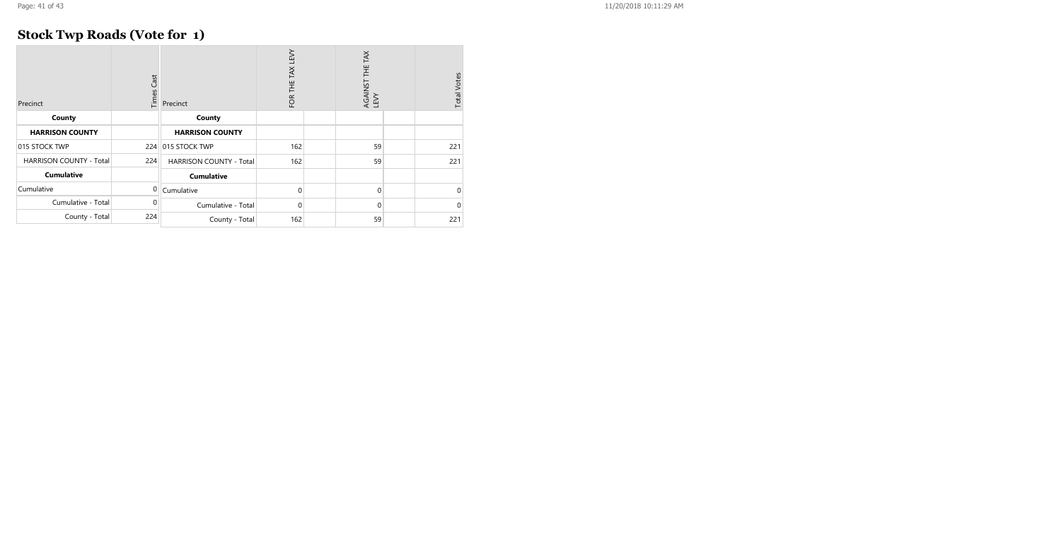# Stock Twp Roads (Vote for 1)

| Precinct | Times Cast |
|---|---|
| **County** | |
| **HARRISON COUNTY** | |
| 015 STOCK TWP | 224 |
| HARRISON COUNTY - Total | 224 |
| **Cumulative** | |
| Cumulative | 0 |
| Cumulative - Total | 0 |
| County - Total | 224 |

| Precinct | FOR THE TAX LEVY | | AGAINST THE TAX LEVY | | Total Votes |
|---|---|---|---|---|---|
| **County** | | | | | |
| **HARRISON COUNTY** | | | | | |
| 015 STOCK TWP | 162 | | 59 | | 221 |
| HARRISON COUNTY - Total | 162 | | 59 | | 221 |
| **Cumulative** | | | | | |
| Cumulative | 0 | | 0 | | 0 |
| Cumulative - Total | 0 | | 0 | | 0 |
| County - Total | 162 | | 59 | | 221 |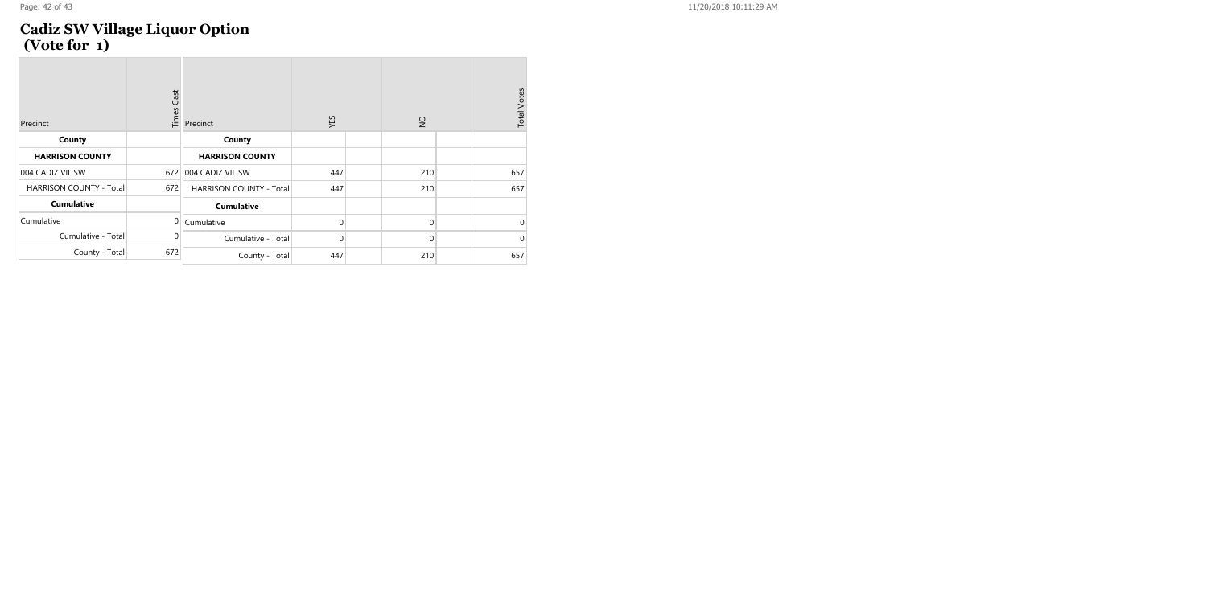# Cadiz SW Village Liquor Option
## (Vote for 1)

| Precinct | Times Cast |
|---|---|
| **County** | |
| **HARRISON COUNTY** | |
| 004 CADIZ VIL SW | 672 |
| HARRISON COUNTY - Total | 672 |
| **Cumulative** | |
| Cumulative | 0 |
| Cumulative - Total | 0 |
| County - Total | 672 |

| Precinct | YES | | NO | | Total Votes |
|---|---|---|---|---|---|
| **County** | | | | | |
| **HARRISON COUNTY** | | | | | |
| 004 CADIZ VIL SW | 447 | | 210 | | 657 |
| HARRISON COUNTY - Total | 447 | | 210 | | 657 |
| **Cumulative** | | | | | |
| Cumulative | 0 | | 0 | | 0 |
| Cumulative - Total | 0 | | 0 | | 0 |
| County - Total | 447 | | 210 | | 657 |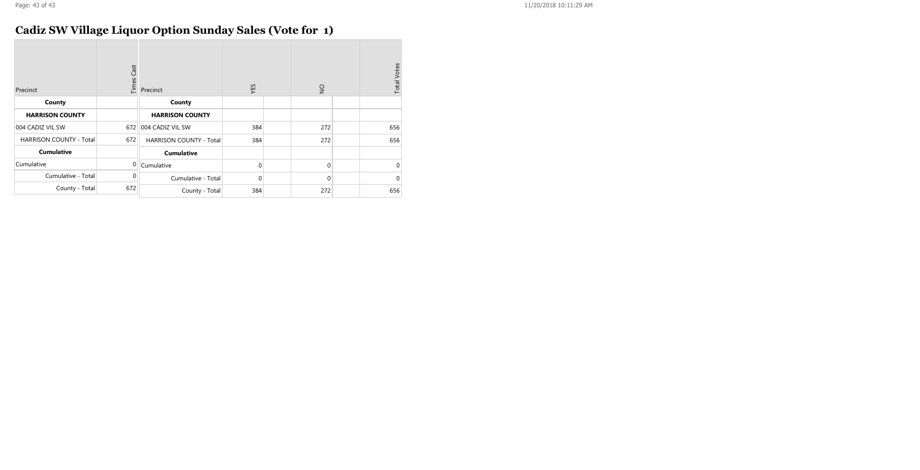## Cadiz SW Village Liquor Option Sunday Sales (Vote for 1)

| Precinct | Times Cast |
|---|---|
| **County** | |
| **HARRISON COUNTY** | |
| 004 CADIZ VIL SW | 672 |
| HARRISON COUNTY - Total | 672 |
| **Cumulative** | |
| Cumulative | 0 |
| Cumulative - Total | 0 |
| County - Total | 672 |

| Precinct | YES | | NO | | Total Votes |
|---|---|---|---|---|---|
| **County** | | | | | |
| **HARRISON COUNTY** | | | | | |
| 004 CADIZ VIL SW | 384 | | 272 | | 656 |
| HARRISON COUNTY - Total | 384 | | 272 | | 656 |
| **Cumulative** | | | | | |
| Cumulative | 0 | | 0 | | 0 |
| Cumulative - Total | 0 | | 0 | | 0 |
| County - Total | 384 | | 272 | | 656 |